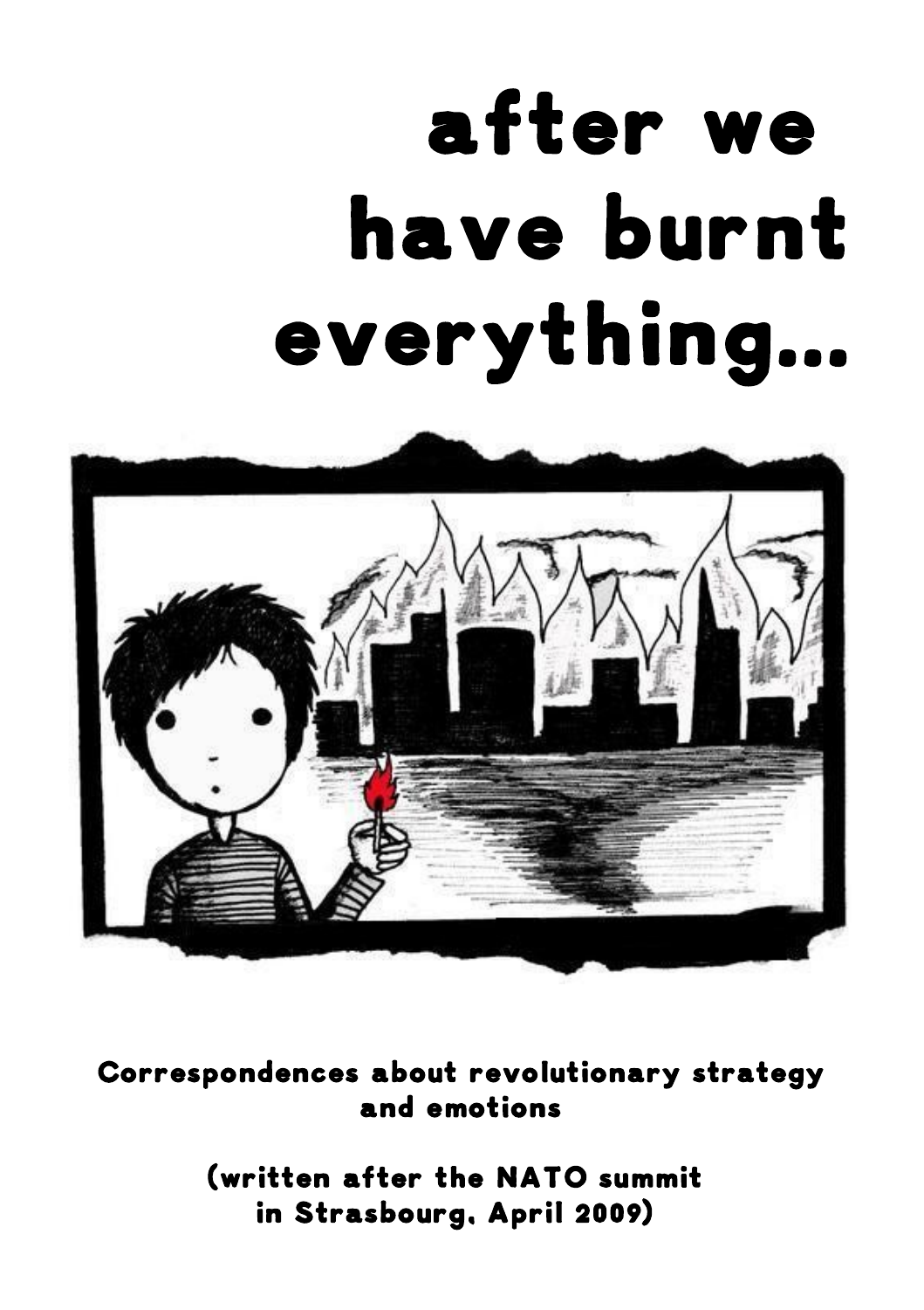# after we have burnt everything...

**Correspondences about revolutionary strategy and emotions**

**(written after the NATO summit in Strasbourg, April 2009)**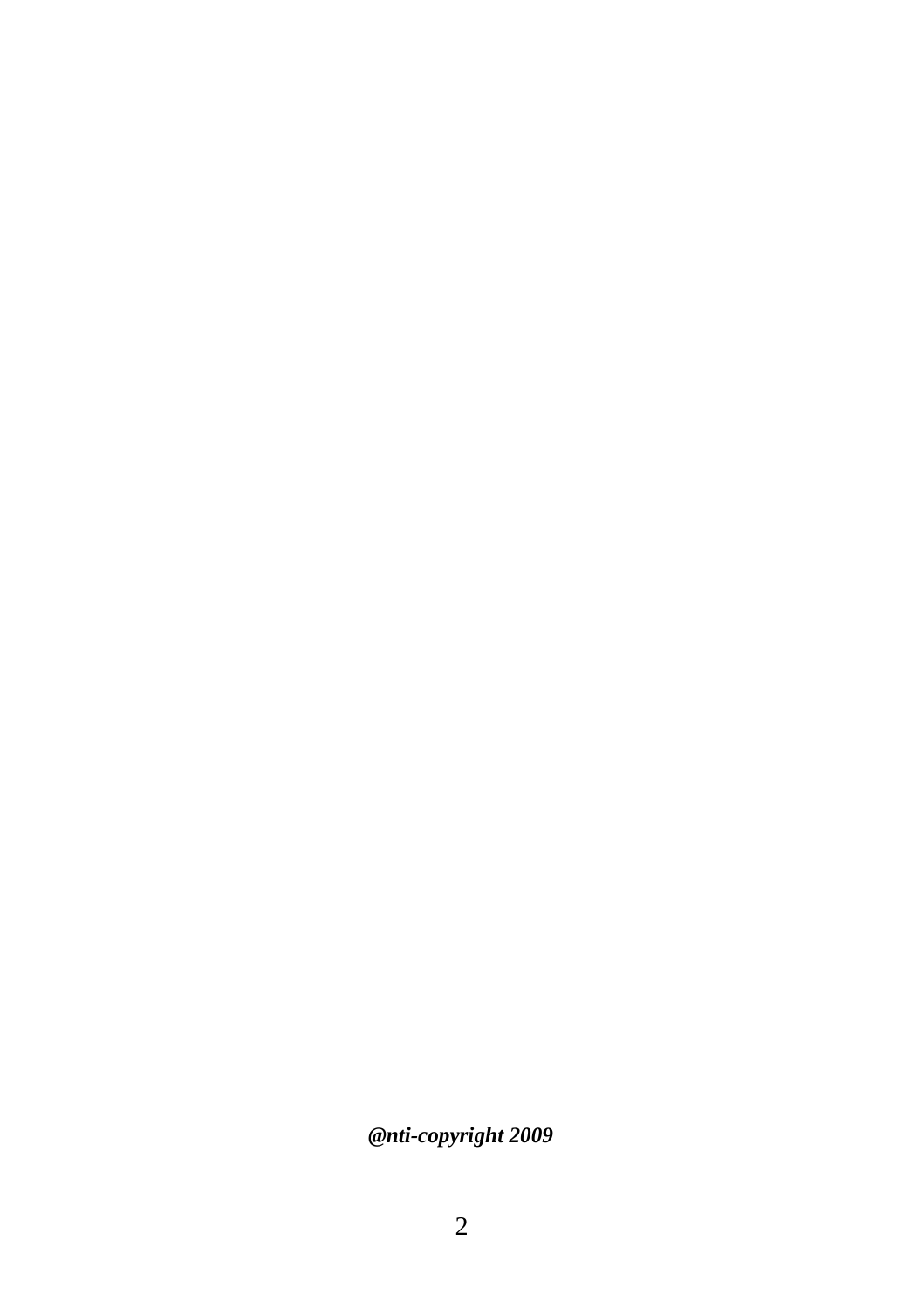***@nti-copyright 2009***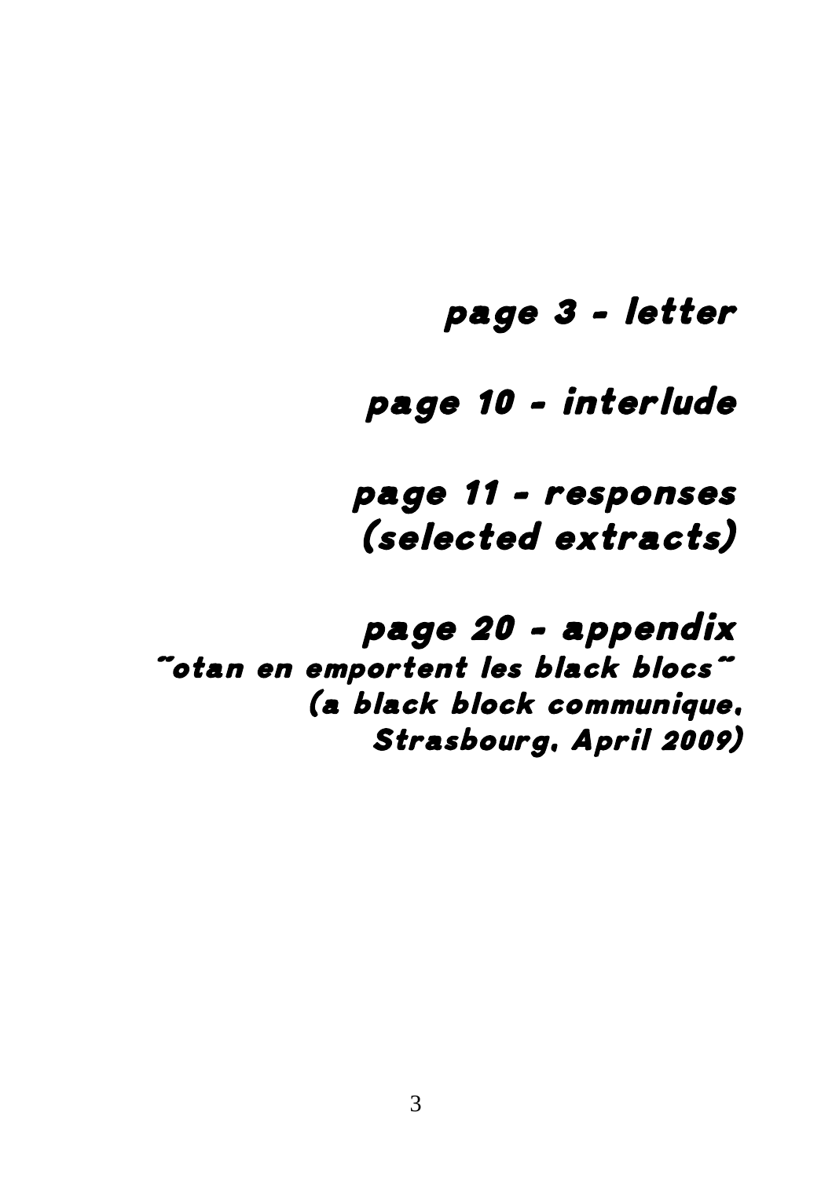*page 3 - letter*

*page 10 - interlude*

*page 11 - responses (selected extracts)*

*page 20 - appendix*
*"otan en emportent les black blocs"*
*(a black block communique, Strasbourg, April 2009)*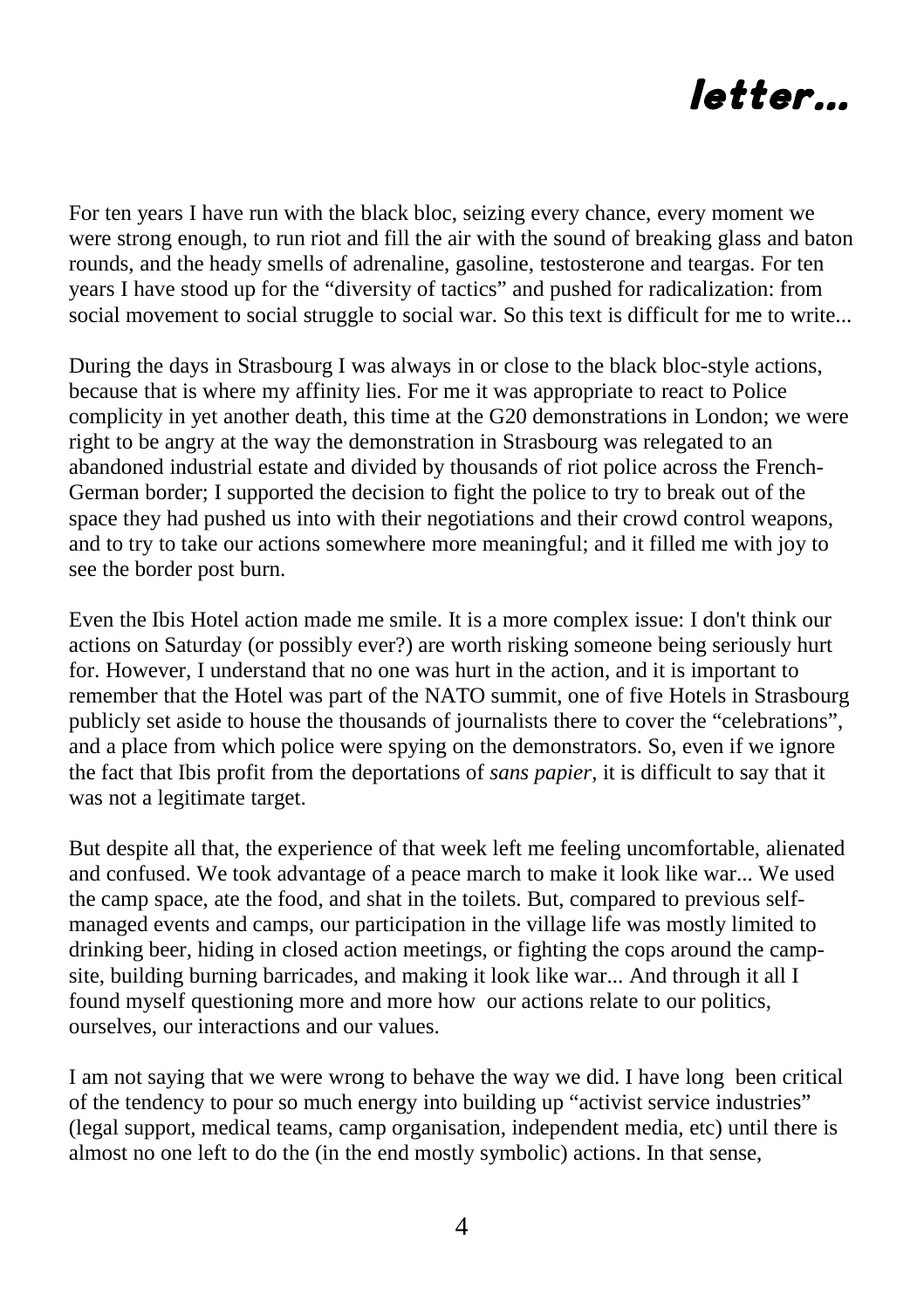# *letter...*

For ten years I have run with the black bloc, seizing every chance, every moment we were strong enough, to run riot and fill the air with the sound of breaking glass and baton rounds, and the heady smells of adrenaline, gasoline, testosterone and teargas. For ten years I have stood up for the "diversity of tactics" and pushed for radicalization: from social movement to social struggle to social war. So this text is difficult for me to write...

During the days in Strasbourg I was always in or close to the black bloc-style actions, because that is where my affinity lies. For me it was appropriate to react to Police complicity in yet another death, this time at the G20 demonstrations in London; we were right to be angry at the way the demonstration in Strasbourg was relegated to an abandoned industrial estate and divided by thousands of riot police across the French-German border; I supported the decision to fight the police to try to break out of the space they had pushed us into with their negotiations and their crowd control weapons, and to try to take our actions somewhere more meaningful; and it filled me with joy to see the border post burn.

Even the Ibis Hotel action made me smile. It is a more complex issue: I don't think our actions on Saturday (or possibly ever?) are worth risking someone being seriously hurt for. However, I understand that no one was hurt in the action, and it is important to remember that the Hotel was part of the NATO summit, one of five Hotels in Strasbourg publicly set aside to house the thousands of journalists there to cover the "celebrations", and a place from which police were spying on the demonstrators. So, even if we ignore the fact that Ibis profit from the deportations of *sans papier*, it is difficult to say that it was not a legitimate target.

But despite all that, the experience of that week left me feeling uncomfortable, alienated and confused. We took advantage of a peace march to make it look like war... We used the camp space, ate the food, and shat in the toilets. But, compared to previous self-managed events and camps, our participation in the village life was mostly limited to drinking beer, hiding in closed action meetings, or fighting the cops around the camp-site, building burning barricades, and making it look like war... And through it all I found myself questioning more and more how our actions relate to our politics, ourselves, our interactions and our values.

I am not saying that we were wrong to behave the way we did. I have long been critical of the tendency to pour so much energy into building up "activist service industries" (legal support, medical teams, camp organisation, independent media, etc) until there is almost no one left to do the (in the end mostly symbolic) actions. In that sense,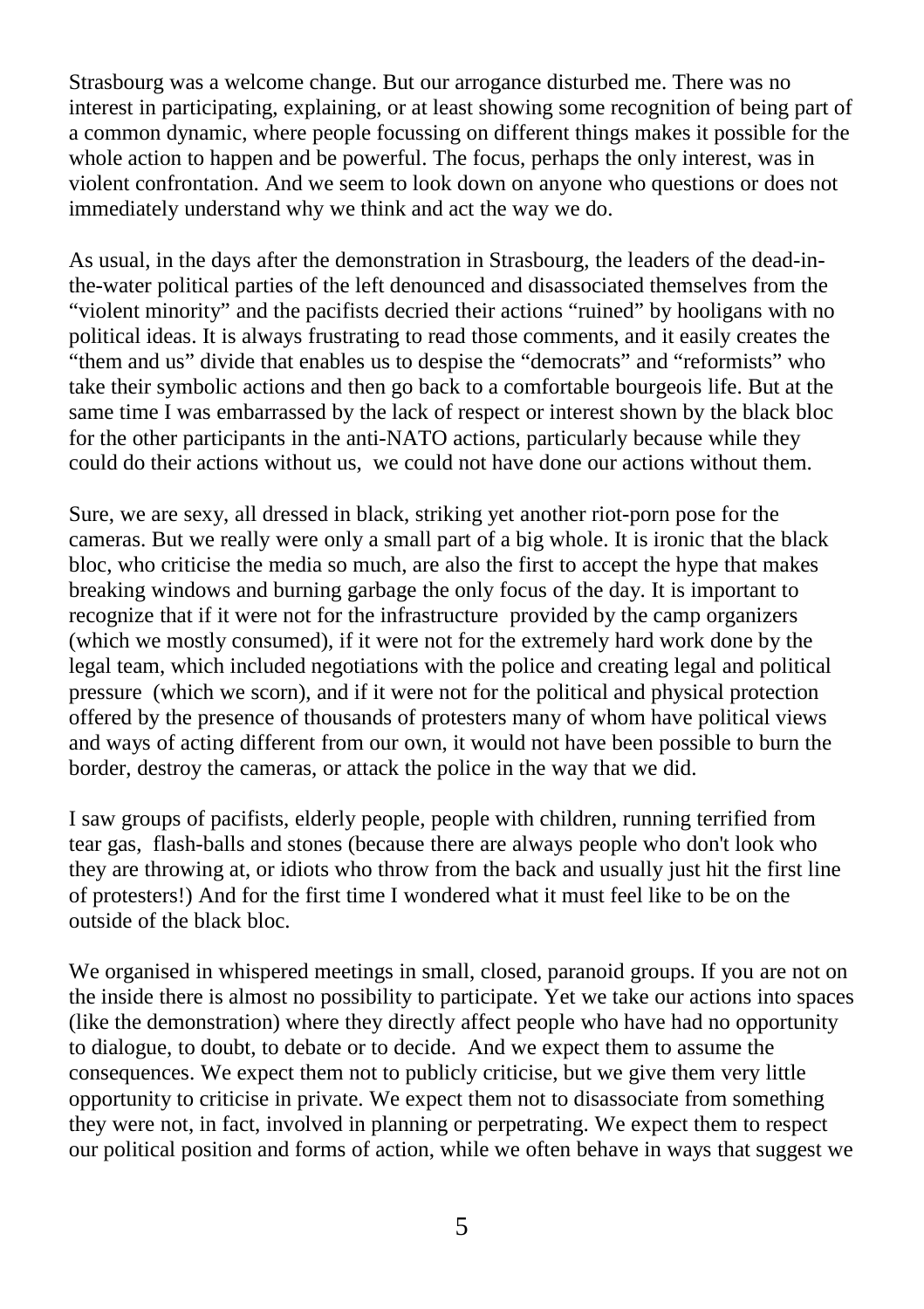Strasbourg was a welcome change. But our arrogance disturbed me. There was no interest in participating, explaining, or at least showing some recognition of being part of a common dynamic, where people focussing on different things makes it possible for the whole action to happen and be powerful. The focus, perhaps the only interest, was in violent confrontation. And we seem to look down on anyone who questions or does not immediately understand why we think and act the way we do.

As usual, in the days after the demonstration in Strasbourg, the leaders of the dead-in-the-water political parties of the left denounced and disassociated themselves from the "violent minority" and the pacifists decried their actions "ruined" by hooligans with no political ideas. It is always frustrating to read those comments, and it easily creates the "them and us" divide that enables us to despise the "democrats" and "reformists" who take their symbolic actions and then go back to a comfortable bourgeois life. But at the same time I was embarrassed by the lack of respect or interest shown by the black bloc for the other participants in the anti-NATO actions, particularly because while they could do their actions without us, we could not have done our actions without them.

Sure, we are sexy, all dressed in black, striking yet another riot-porn pose for the cameras. But we really were only a small part of a big whole. It is ironic that the black bloc, who criticise the media so much, are also the first to accept the hype that makes breaking windows and burning garbage the only focus of the day. It is important to recognize that if it were not for the infrastructure provided by the camp organizers (which we mostly consumed), if it were not for the extremely hard work done by the legal team, which included negotiations with the police and creating legal and political pressure (which we scorn), and if it were not for the political and physical protection offered by the presence of thousands of protesters many of whom have political views and ways of acting different from our own, it would not have been possible to burn the border, destroy the cameras, or attack the police in the way that we did.

I saw groups of pacifists, elderly people, people with children, running terrified from tear gas, flash-balls and stones (because there are always people who don't look who they are throwing at, or idiots who throw from the back and usually just hit the first line of protesters!) And for the first time I wondered what it must feel like to be on the outside of the black bloc.

We organised in whispered meetings in small, closed, paranoid groups. If you are not on the inside there is almost no possibility to participate. Yet we take our actions into spaces (like the demonstration) where they directly affect people who have had no opportunity to dialogue, to doubt, to debate or to decide. And we expect them to assume the consequences. We expect them not to publicly criticise, but we give them very little opportunity to criticise in private. We expect them not to disassociate from something they were not, in fact, involved in planning or perpetrating. We expect them to respect our political position and forms of action, while we often behave in ways that suggest we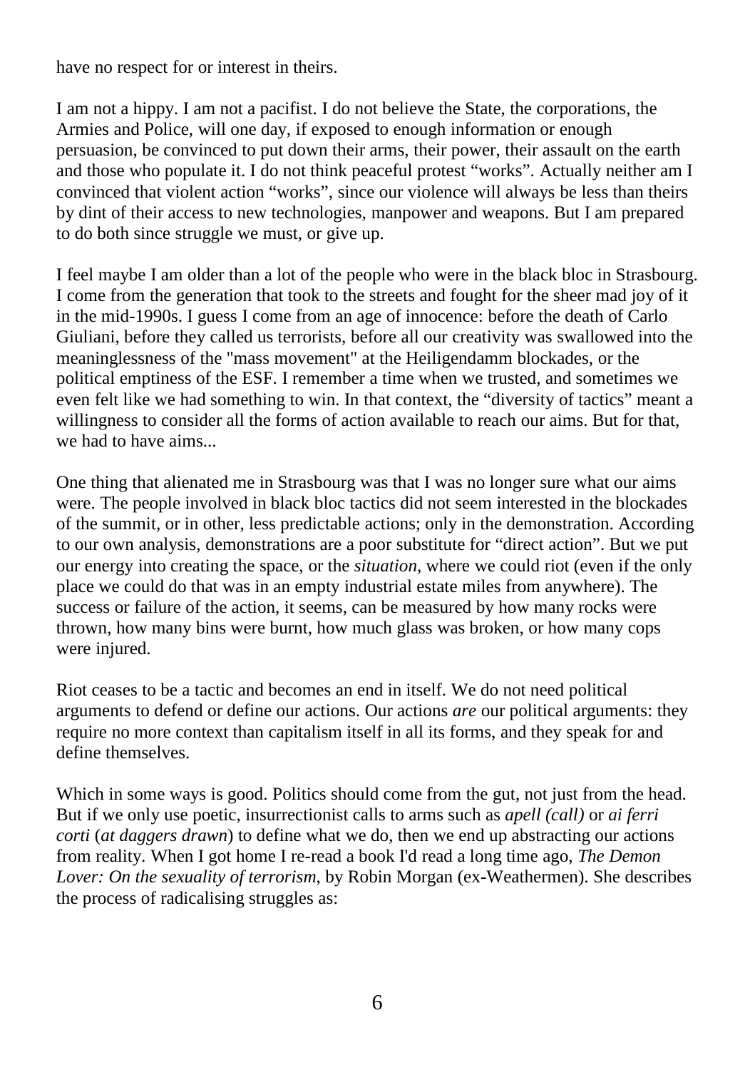have no respect for or interest in theirs.

I am not a hippy. I am not a pacifist. I do not believe the State, the corporations, the Armies and Police, will one day, if exposed to enough information or enough persuasion, be convinced to put down their arms, their power, their assault on the earth and those who populate it. I do not think peaceful protest "works". Actually neither am I convinced that violent action "works", since our violence will always be less than theirs by dint of their access to new technologies, manpower and weapons. But I am prepared to do both since struggle we must, or give up.

I feel maybe I am older than a lot of the people who were in the black bloc in Strasbourg. I come from the generation that took to the streets and fought for the sheer mad joy of it in the mid-1990s. I guess I come from an age of innocence: before the death of Carlo Giuliani, before they called us terrorists, before all our creativity was swallowed into the meaninglessness of the "mass movement" at the Heiligendamm blockades, or the political emptiness of the ESF. I remember a time when we trusted, and sometimes we even felt like we had something to win. In that context, the "diversity of tactics" meant a willingness to consider all the forms of action available to reach our aims. But for that, we had to have aims...

One thing that alienated me in Strasbourg was that I was no longer sure what our aims were. The people involved in black bloc tactics did not seem interested in the blockades of the summit, or in other, less predictable actions; only in the demonstration. According to our own analysis, demonstrations are a poor substitute for "direct action". But we put our energy into creating the space, or the *situation*, where we could riot (even if the only place we could do that was in an empty industrial estate miles from anywhere). The success or failure of the action, it seems, can be measured by how many rocks were thrown, how many bins were burnt, how much glass was broken, or how many cops were injured.

Riot ceases to be a tactic and becomes an end in itself. We do not need political arguments to defend or define our actions. Our actions *are* our political arguments: they require no more context than capitalism itself in all its forms, and they speak for and define themselves.

Which in some ways is good. Politics should come from the gut, not just from the head. But if we only use poetic, insurrectionist calls to arms such as *apell (call)* or *ai ferri corti* (*at daggers drawn*) to define what we do, then we end up abstracting our actions from reality. When I got home I re-read a book I'd read a long time ago, *The Demon Lover: On the sexuality of terrorism*, by Robin Morgan (ex-Weathermen). She describes the process of radicalising struggles as: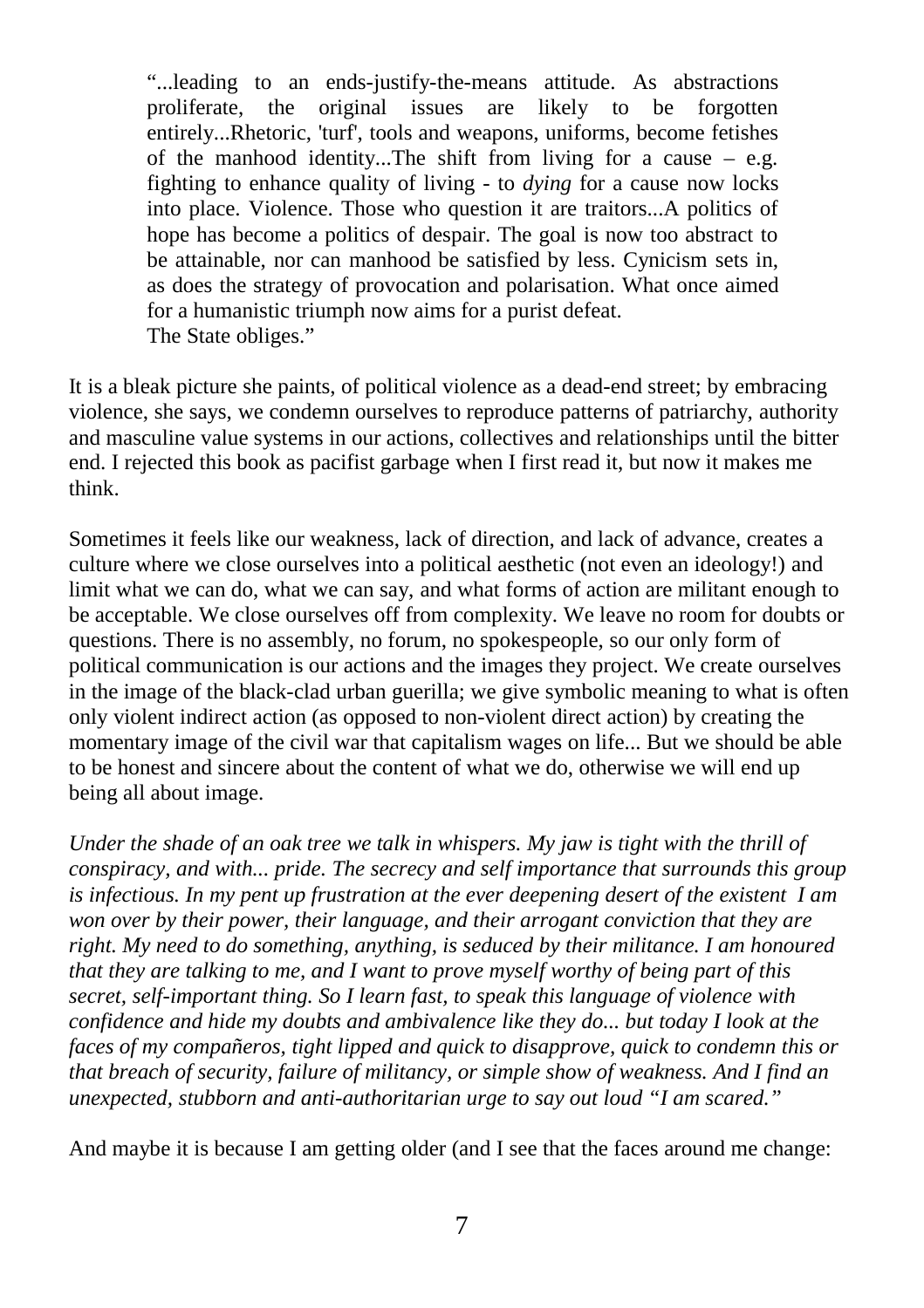> "...leading to an ends-justify-the-means attitude. As abstractions proliferate, the original issues are likely to be forgotten entirely...Rhetoric, 'turf', tools and weapons, uniforms, become fetishes of the manhood identity...The shift from living for a cause – e.g. fighting to enhance quality of living - to *dying* for a cause now locks into place. Violence. Those who question it are traitors...A politics of hope has become a politics of despair. The goal is now too abstract to be attainable, nor can manhood be satisfied by less. Cynicism sets in, as does the strategy of provocation and polarisation. What once aimed for a humanistic triumph now aims for a purist defeat.
> The State obliges."

It is a bleak picture she paints, of political violence as a dead-end street; by embracing violence, she says, we condemn ourselves to reproduce patterns of patriarchy, authority and masculine value systems in our actions, collectives and relationships until the bitter end. I rejected this book as pacifist garbage when I first read it, but now it makes me think.

Sometimes it feels like our weakness, lack of direction, and lack of advance, creates a culture where we close ourselves into a political aesthetic (not even an ideology!) and limit what we can do, what we can say, and what forms of action are militant enough to be acceptable. We close ourselves off from complexity. We leave no room for doubts or questions. There is no assembly, no forum, no spokespeople, so our only form of political communication is our actions and the images they project. We create ourselves in the image of the black-clad urban guerilla; we give symbolic meaning to what is often only violent indirect action (as opposed to non-violent direct action) by creating the momentary image of the civil war that capitalism wages on life... But we should be able to be honest and sincere about the content of what we do, otherwise we will end up being all about image.

*Under the shade of an oak tree we talk in whispers. My jaw is tight with the thrill of conspiracy, and with... pride. The secrecy and self importance that surrounds this group is infectious. In my pent up frustration at the ever deepening desert of the existent I am won over by their power, their language, and their arrogant conviction that they are right. My need to do something, anything, is seduced by their militance. I am honoured that they are talking to me, and I want to prove myself worthy of being part of this secret, self-important thing. So I learn fast, to speak this language of violence with confidence and hide my doubts and ambivalence like they do... but today I look at the faces of my compañeros, tight lipped and quick to disapprove, quick to condemn this or that breach of security, failure of militancy, or simple show of weakness. And I find an unexpected, stubborn and anti-authoritarian urge to say out loud "I am scared."*

And maybe it is because I am getting older (and I see that the faces around me change: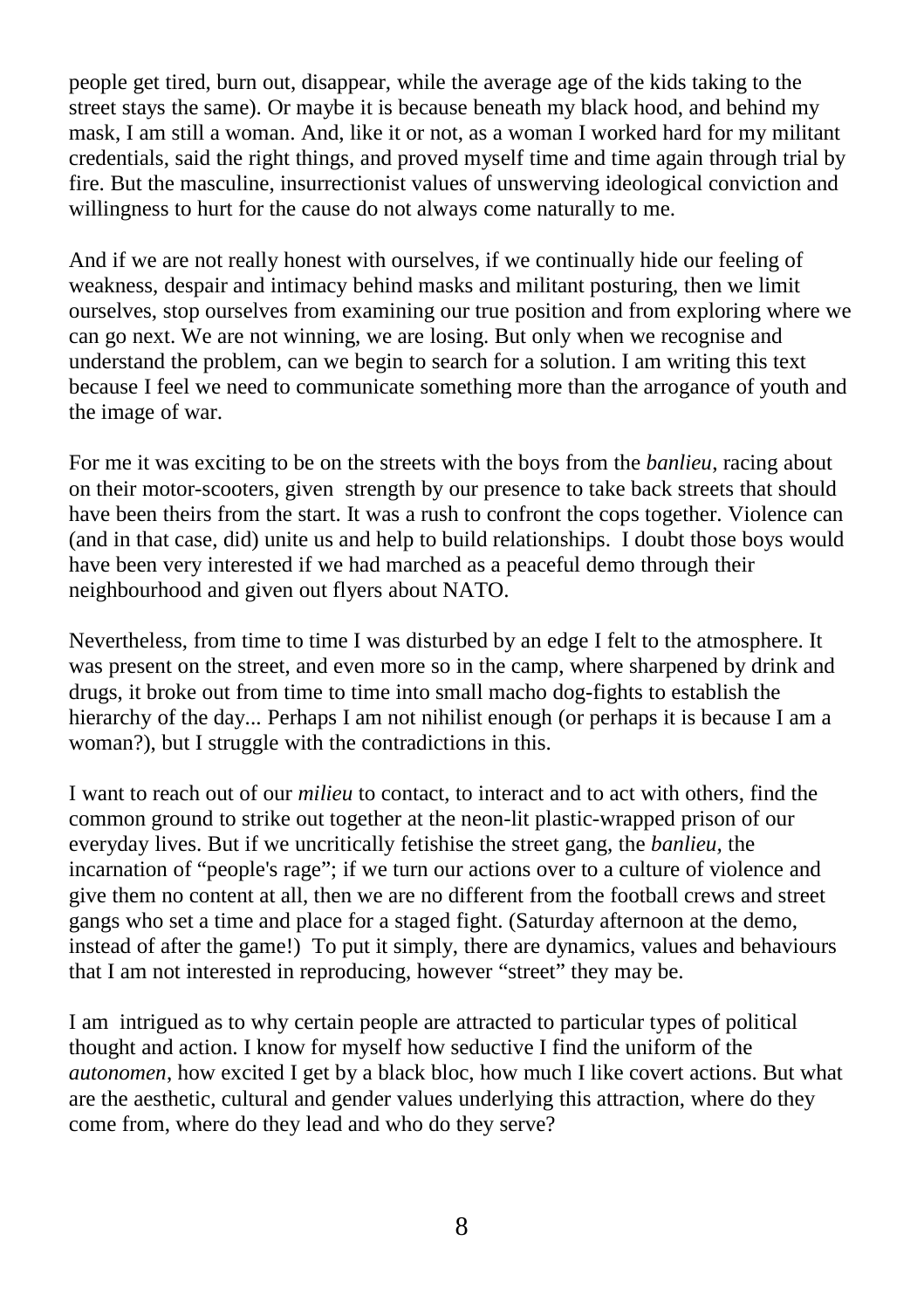people get tired, burn out, disappear, while the average age of the kids taking to the street stays the same). Or maybe it is because beneath my black hood, and behind my mask, I am still a woman. And, like it or not, as a woman I worked hard for my militant credentials, said the right things, and proved myself time and time again through trial by fire. But the masculine, insurrectionist values of unswerving ideological conviction and willingness to hurt for the cause do not always come naturally to me.

And if we are not really honest with ourselves, if we continually hide our feeling of weakness, despair and intimacy behind masks and militant posturing, then we limit ourselves, stop ourselves from examining our true position and from exploring where we can go next. We are not winning, we are losing. But only when we recognise and understand the problem, can we begin to search for a solution. I am writing this text because I feel we need to communicate something more than the arrogance of youth and the image of war.

For me it was exciting to be on the streets with the boys from the *banlieu*, racing about on their motor-scooters, given strength by our presence to take back streets that should have been theirs from the start. It was a rush to confront the cops together. Violence can (and in that case, did) unite us and help to build relationships. I doubt those boys would have been very interested if we had marched as a peaceful demo through their neighbourhood and given out flyers about NATO.

Nevertheless, from time to time I was disturbed by an edge I felt to the atmosphere. It was present on the street, and even more so in the camp, where sharpened by drink and drugs, it broke out from time to time into small macho dog-fights to establish the hierarchy of the day... Perhaps I am not nihilist enough (or perhaps it is because I am a woman?), but I struggle with the contradictions in this.

I want to reach out of our *milieu* to contact, to interact and to act with others, find the common ground to strike out together at the neon-lit plastic-wrapped prison of our everyday lives. But if we uncritically fetishise the street gang, the *banlieu*, the incarnation of "people's rage"; if we turn our actions over to a culture of violence and give them no content at all, then we are no different from the football crews and street gangs who set a time and place for a staged fight. (Saturday afternoon at the demo, instead of after the game!) To put it simply, there are dynamics, values and behaviours that I am not interested in reproducing, however "street" they may be.

I am intrigued as to why certain people are attracted to particular types of political thought and action. I know for myself how seductive I find the uniform of the *autonomen*, how excited I get by a black bloc, how much I like covert actions. But what are the aesthetic, cultural and gender values underlying this attraction, where do they come from, where do they lead and who do they serve?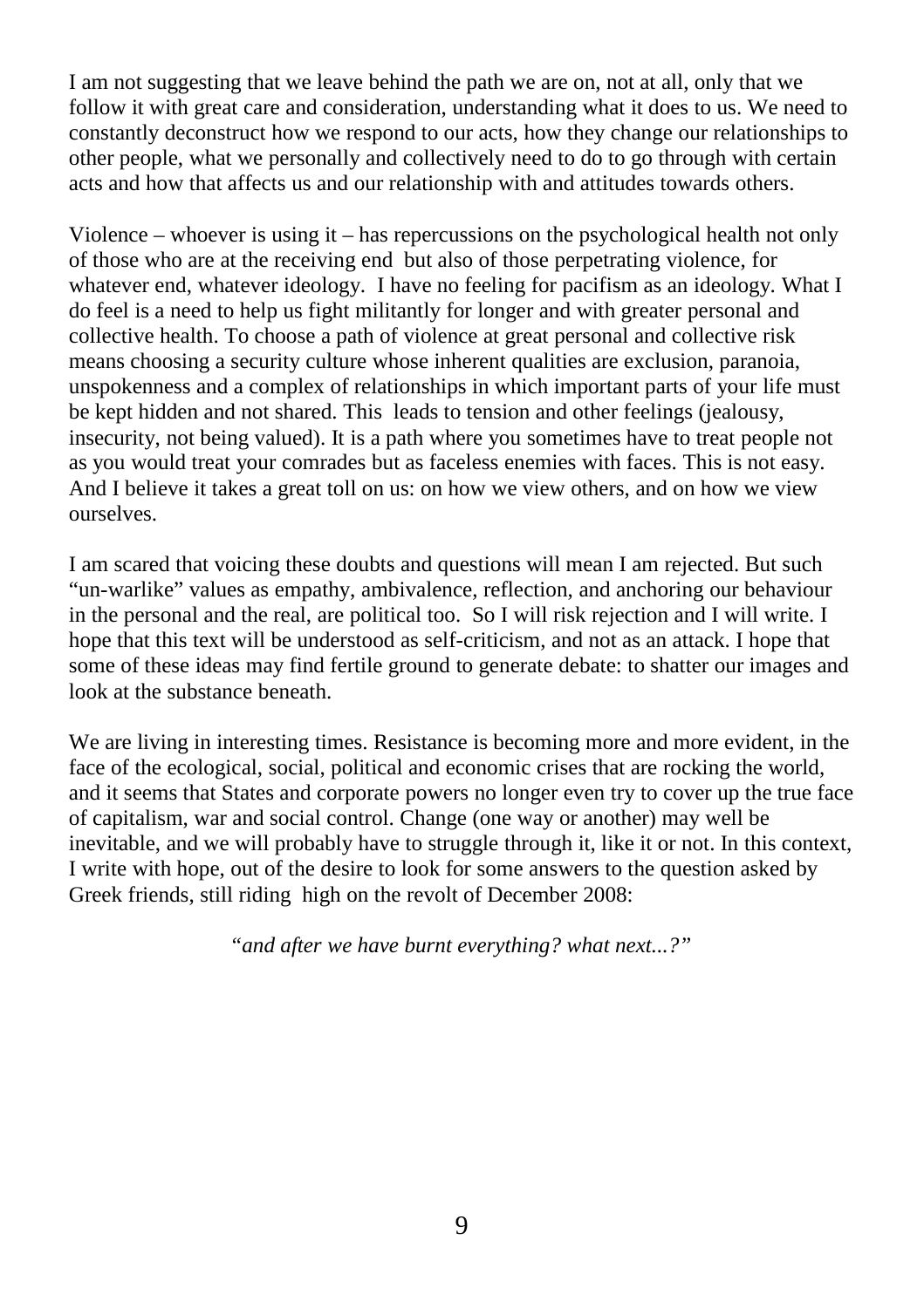I am not suggesting that we leave behind the path we are on, not at all, only that we follow it with great care and consideration, understanding what it does to us. We need to constantly deconstruct how we respond to our acts, how they change our relationships to other people, what we personally and collectively need to do to go through with certain acts and how that affects us and our relationship with and attitudes towards others.

Violence – whoever is using it – has repercussions on the psychological health not only of those who are at the receiving end but also of those perpetrating violence, for whatever end, whatever ideology. I have no feeling for pacifism as an ideology. What I do feel is a need to help us fight militantly for longer and with greater personal and collective health. To choose a path of violence at great personal and collective risk means choosing a security culture whose inherent qualities are exclusion, paranoia, unspokenness and a complex of relationships in which important parts of your life must be kept hidden and not shared. This leads to tension and other feelings (jealousy, insecurity, not being valued). It is a path where you sometimes have to treat people not as you would treat your comrades but as faceless enemies with faces. This is not easy. And I believe it takes a great toll on us: on how we view others, and on how we view ourselves.

I am scared that voicing these doubts and questions will mean I am rejected. But such "un-warlike" values as empathy, ambivalence, reflection, and anchoring our behaviour in the personal and the real, are political too. So I will risk rejection and I will write. I hope that this text will be understood as self-criticism, and not as an attack. I hope that some of these ideas may find fertile ground to generate debate: to shatter our images and look at the substance beneath.

We are living in interesting times. Resistance is becoming more and more evident, in the face of the ecological, social, political and economic crises that are rocking the world, and it seems that States and corporate powers no longer even try to cover up the true face of capitalism, war and social control. Change (one way or another) may well be inevitable, and we will probably have to struggle through it, like it or not. In this context, I write with hope, out of the desire to look for some answers to the question asked by Greek friends, still riding high on the revolt of December 2008:

*"and after we have burnt everything? what next...?"*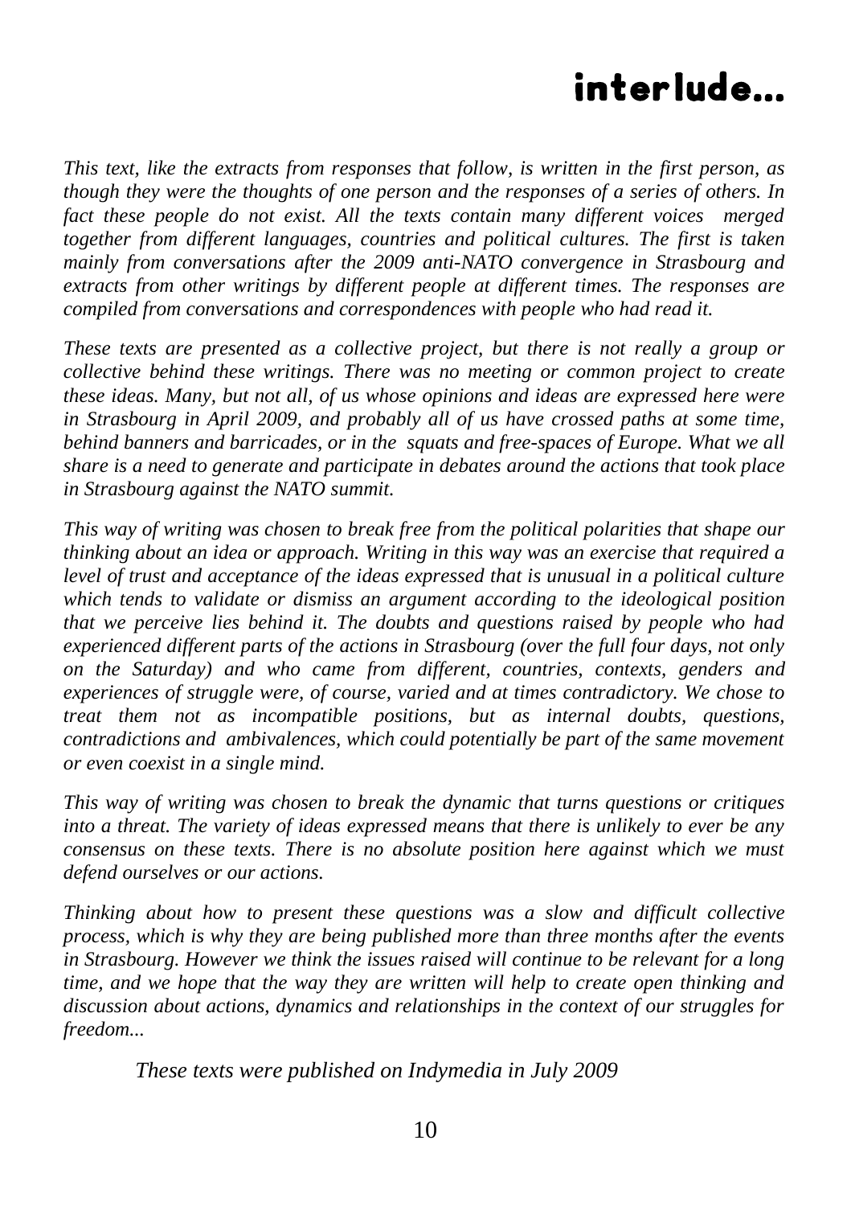# interlude...

*This text, like the extracts from responses that follow, is written in the first person, as though they were the thoughts of one person and the responses of a series of others. In fact these people do not exist. All the texts contain many different voices merged together from different languages, countries and political cultures. The first is taken mainly from conversations after the 2009 anti-NATO convergence in Strasbourg and extracts from other writings by different people at different times. The responses are compiled from conversations and correspondences with people who had read it.*

*These texts are presented as a collective project, but there is not really a group or collective behind these writings. There was no meeting or common project to create these ideas. Many, but not all, of us whose opinions and ideas are expressed here were in Strasbourg in April 2009, and probably all of us have crossed paths at some time, behind banners and barricades, or in the squats and free-spaces of Europe. What we all share is a need to generate and participate in debates around the actions that took place in Strasbourg against the NATO summit.*

*This way of writing was chosen to break free from the political polarities that shape our thinking about an idea or approach. Writing in this way was an exercise that required a level of trust and acceptance of the ideas expressed that is unusual in a political culture which tends to validate or dismiss an argument according to the ideological position that we perceive lies behind it. The doubts and questions raised by people who had experienced different parts of the actions in Strasbourg (over the full four days, not only on the Saturday) and who came from different, countries, contexts, genders and experiences of struggle were, of course, varied and at times contradictory. We chose to treat them not as incompatible positions, but as internal doubts, questions, contradictions and ambivalences, which could potentially be part of the same movement or even coexist in a single mind.*

*This way of writing was chosen to break the dynamic that turns questions or critiques into a threat. The variety of ideas expressed means that there is unlikely to ever be any consensus on these texts. There is no absolute position here against which we must defend ourselves or our actions.*

*Thinking about how to present these questions was a slow and difficult collective process, which is why they are being published more than three months after the events in Strasbourg. However we think the issues raised will continue to be relevant for a long time, and we hope that the way they are written will help to create open thinking and discussion about actions, dynamics and relationships in the context of our struggles for freedom...*

*These texts were published on Indymedia in July 2009*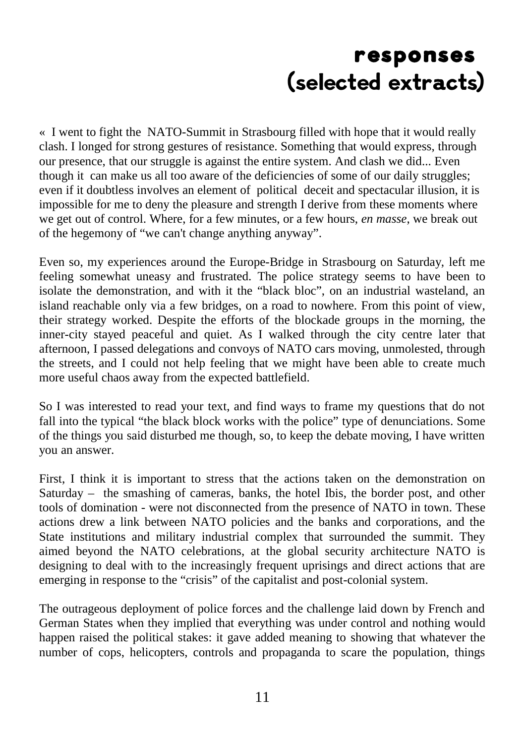# responses (selected extracts)

« I went to fight the NATO-Summit in Strasbourg filled with hope that it would really clash. I longed for strong gestures of resistance. Something that would express, through our presence, that our struggle is against the entire system. And clash we did... Even though it can make us all too aware of the deficiencies of some of our daily struggles; even if it doubtless involves an element of political deceit and spectacular illusion, it is impossible for me to deny the pleasure and strength I derive from these moments where we get out of control. Where, for a few minutes, or a few hours, *en masse*, we break out of the hegemony of "we can't change anything anyway".

Even so, my experiences around the Europe-Bridge in Strasbourg on Saturday, left me feeling somewhat uneasy and frustrated. The police strategy seems to have been to isolate the demonstration, and with it the "black bloc", on an industrial wasteland, an island reachable only via a few bridges, on a road to nowhere. From this point of view, their strategy worked. Despite the efforts of the blockade groups in the morning, the inner-city stayed peaceful and quiet. As I walked through the city centre later that afternoon, I passed delegations and convoys of NATO cars moving, unmolested, through the streets, and I could not help feeling that we might have been able to create much more useful chaos away from the expected battlefield.

So I was interested to read your text, and find ways to frame my questions that do not fall into the typical "the black block works with the police" type of denunciations. Some of the things you said disturbed me though, so, to keep the debate moving, I have written you an answer.

First, I think it is important to stress that the actions taken on the demonstration on Saturday – the smashing of cameras, banks, the hotel Ibis, the border post, and other tools of domination - were not disconnected from the presence of NATO in town. These actions drew a link between NATO policies and the banks and corporations, and the State institutions and military industrial complex that surrounded the summit. They aimed beyond the NATO celebrations, at the global security architecture NATO is designing to deal with to the increasingly frequent uprisings and direct actions that are emerging in response to the "crisis" of the capitalist and post-colonial system.

The outrageous deployment of police forces and the challenge laid down by French and German States when they implied that everything was under control and nothing would happen raised the political stakes: it gave added meaning to showing that whatever the number of cops, helicopters, controls and propaganda to scare the population, things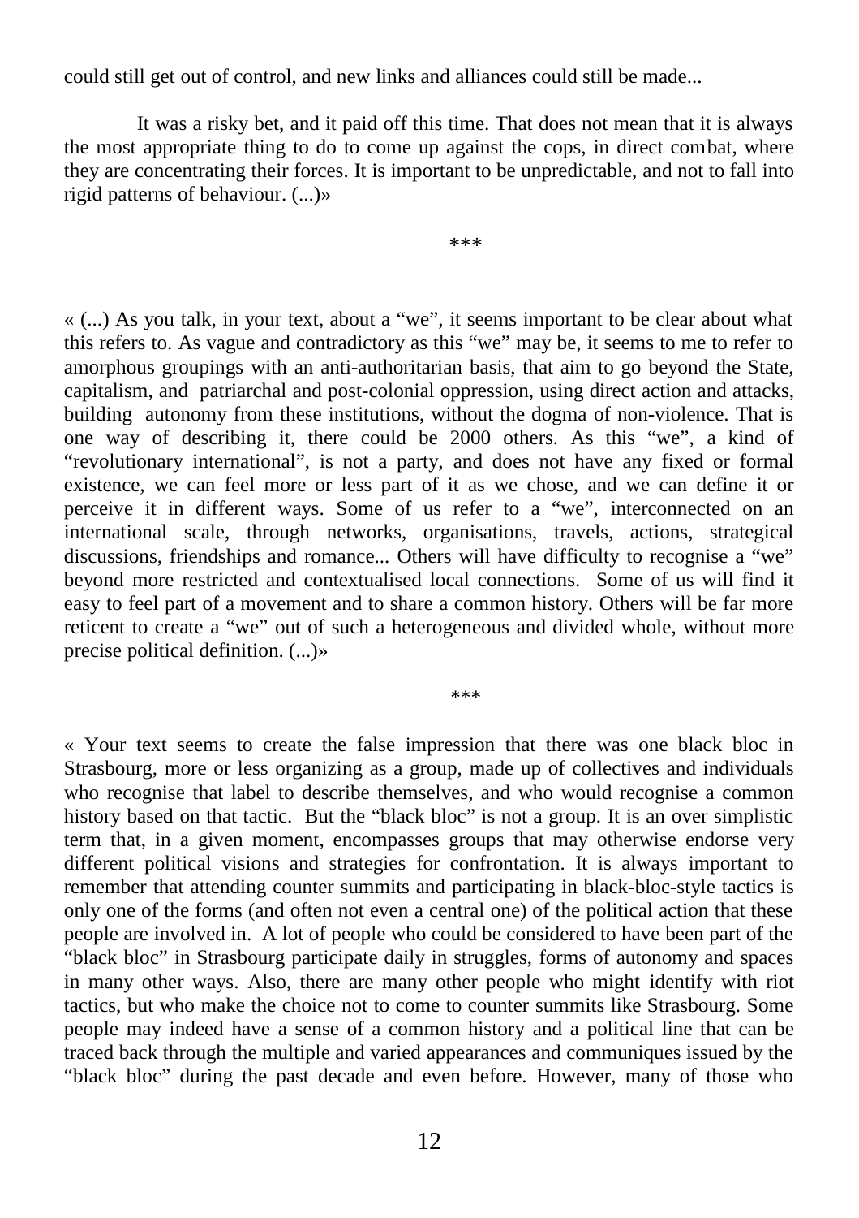could still get out of control, and new links and alliances could still be made...

It was a risky bet, and it paid off this time. That does not mean that it is always the most appropriate thing to do to come up against the cops, in direct combat, where they are concentrating their forces. It is important to be unpredictable, and not to fall into rigid patterns of behaviour. (...)»

***

« (...) As you talk, in your text, about a "we", it seems important to be clear about what this refers to. As vague and contradictory as this "we" may be, it seems to me to refer to amorphous groupings with an anti-authoritarian basis, that aim to go beyond the State, capitalism, and patriarchal and post-colonial oppression, using direct action and attacks, building autonomy from these institutions, without the dogma of non-violence. That is one way of describing it, there could be 2000 others. As this "we", a kind of "revolutionary international", is not a party, and does not have any fixed or formal existence, we can feel more or less part of it as we chose, and we can define it or perceive it in different ways. Some of us refer to a "we", interconnected on an international scale, through networks, organisations, travels, actions, strategical discussions, friendships and romance... Others will have difficulty to recognise a "we" beyond more restricted and contextualised local connections. Some of us will find it easy to feel part of a movement and to share a common history. Others will be far more reticent to create a "we" out of such a heterogeneous and divided whole, without more precise political definition. (...)»

***

« Your text seems to create the false impression that there was one black bloc in Strasbourg, more or less organizing as a group, made up of collectives and individuals who recognise that label to describe themselves, and who would recognise a common history based on that tactic. But the "black bloc" is not a group. It is an over simplistic term that, in a given moment, encompasses groups that may otherwise endorse very different political visions and strategies for confrontation. It is always important to remember that attending counter summits and participating in black-bloc-style tactics is only one of the forms (and often not even a central one) of the political action that these people are involved in. A lot of people who could be considered to have been part of the "black bloc" in Strasbourg participate daily in struggles, forms of autonomy and spaces in many other ways. Also, there are many other people who might identify with riot tactics, but who make the choice not to come to counter summits like Strasbourg. Some people may indeed have a sense of a common history and a political line that can be traced back through the multiple and varied appearances and communiques issued by the "black bloc" during the past decade and even before. However, many of those who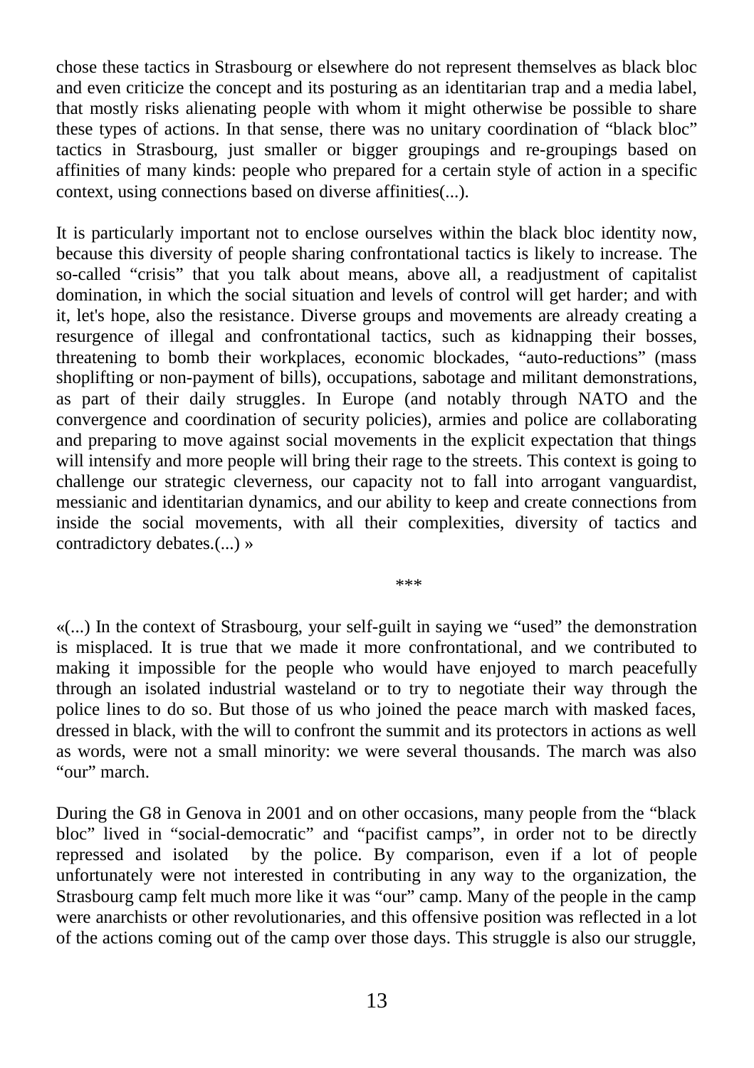chose these tactics in Strasbourg or elsewhere do not represent themselves as black bloc and even criticize the concept and its posturing as an identitarian trap and a media label, that mostly risks alienating people with whom it might otherwise be possible to share these types of actions. In that sense, there was no unitary coordination of "black bloc" tactics in Strasbourg, just smaller or bigger groupings and re-groupings based on affinities of many kinds: people who prepared for a certain style of action in a specific context, using connections based on diverse affinities(...).

It is particularly important not to enclose ourselves within the black bloc identity now, because this diversity of people sharing confrontational tactics is likely to increase. The so-called "crisis" that you talk about means, above all, a readjustment of capitalist domination, in which the social situation and levels of control will get harder; and with it, let's hope, also the resistance. Diverse groups and movements are already creating a resurgence of illegal and confrontational tactics, such as kidnapping their bosses, threatening to bomb their workplaces, economic blockades, "auto-reductions" (mass shoplifting or non-payment of bills), occupations, sabotage and militant demonstrations, as part of their daily struggles. In Europe (and notably through NATO and the convergence and coordination of security policies), armies and police are collaborating and preparing to move against social movements in the explicit expectation that things will intensify and more people will bring their rage to the streets. This context is going to challenge our strategic cleverness, our capacity not to fall into arrogant vanguardist, messianic and identitarian dynamics, and our ability to keep and create connections from inside the social movements, with all their complexities, diversity of tactics and contradictory debates.(...) »

***

«(...) In the context of Strasbourg, your self-guilt in saying we "used" the demonstration is misplaced. It is true that we made it more confrontational, and we contributed to making it impossible for the people who would have enjoyed to march peacefully through an isolated industrial wasteland or to try to negotiate their way through the police lines to do so. But those of us who joined the peace march with masked faces, dressed in black, with the will to confront the summit and its protectors in actions as well as words, were not a small minority: we were several thousands. The march was also "our" march.

During the G8 in Genova in 2001 and on other occasions, many people from the "black bloc" lived in "social-democratic" and "pacifist camps", in order not to be directly repressed and isolated by the police. By comparison, even if a lot of people unfortunately were not interested in contributing in any way to the organization, the Strasbourg camp felt much more like it was "our" camp. Many of the people in the camp were anarchists or other revolutionaries, and this offensive position was reflected in a lot of the actions coming out of the camp over those days. This struggle is also our struggle,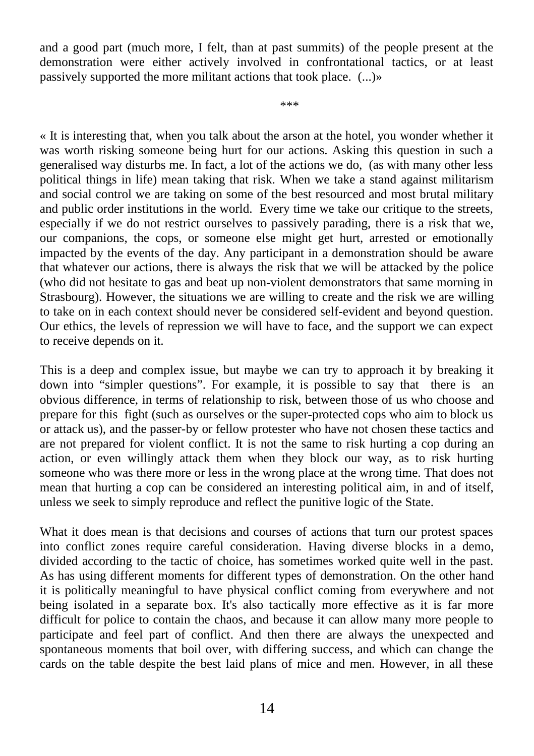and a good part (much more, I felt, than at past summits) of the people present at the demonstration were either actively involved in confrontational tactics, or at least passively supported the more militant actions that took place. (...)»

***

« It is interesting that, when you talk about the arson at the hotel, you wonder whether it was worth risking someone being hurt for our actions. Asking this question in such a generalised way disturbs me. In fact, a lot of the actions we do, (as with many other less political things in life) mean taking that risk. When we take a stand against militarism and social control we are taking on some of the best resourced and most brutal military and public order institutions in the world. Every time we take our critique to the streets, especially if we do not restrict ourselves to passively parading, there is a risk that we, our companions, the cops, or someone else might get hurt, arrested or emotionally impacted by the events of the day. Any participant in a demonstration should be aware that whatever our actions, there is always the risk that we will be attacked by the police (who did not hesitate to gas and beat up non-violent demonstrators that same morning in Strasbourg). However, the situations we are willing to create and the risk we are willing to take on in each context should never be considered self-evident and beyond question. Our ethics, the levels of repression we will have to face, and the support we can expect to receive depends on it.

This is a deep and complex issue, but maybe we can try to approach it by breaking it down into "simpler questions". For example, it is possible to say that there is an obvious difference, in terms of relationship to risk, between those of us who choose and prepare for this fight (such as ourselves or the super-protected cops who aim to block us or attack us), and the passer-by or fellow protester who have not chosen these tactics and are not prepared for violent conflict. It is not the same to risk hurting a cop during an action, or even willingly attack them when they block our way, as to risk hurting someone who was there more or less in the wrong place at the wrong time. That does not mean that hurting a cop can be considered an interesting political aim, in and of itself, unless we seek to simply reproduce and reflect the punitive logic of the State.

What it does mean is that decisions and courses of actions that turn our protest spaces into conflict zones require careful consideration. Having diverse blocks in a demo, divided according to the tactic of choice, has sometimes worked quite well in the past. As has using different moments for different types of demonstration. On the other hand it is politically meaningful to have physical conflict coming from everywhere and not being isolated in a separate box. It's also tactically more effective as it is far more difficult for police to contain the chaos, and because it can allow many more people to participate and feel part of conflict. And then there are always the unexpected and spontaneous moments that boil over, with differing success, and which can change the cards on the table despite the best laid plans of mice and men. However, in all these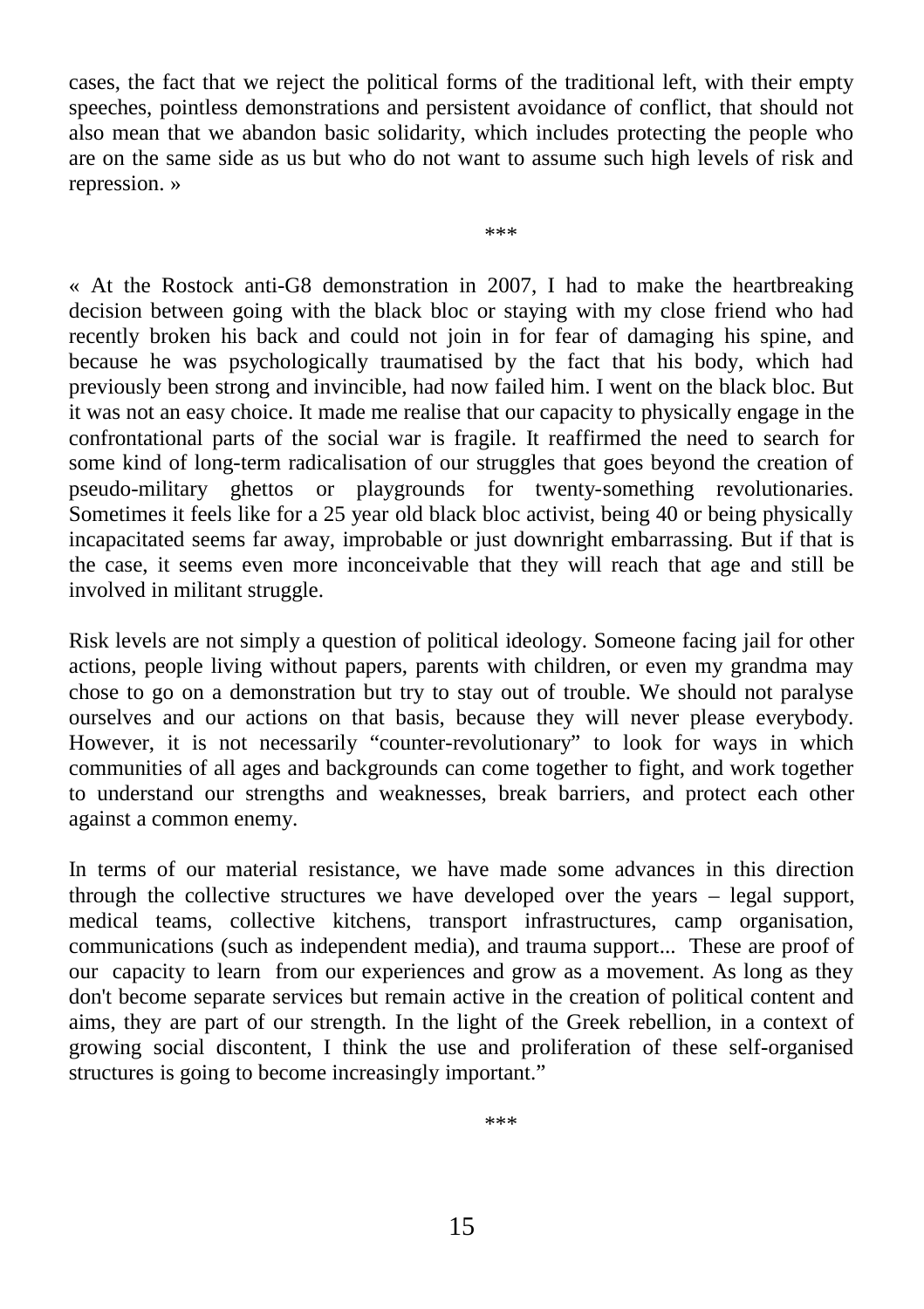cases, the fact that we reject the political forms of the traditional left, with their empty speeches, pointless demonstrations and persistent avoidance of conflict, that should not also mean that we abandon basic solidarity, which includes protecting the people who are on the same side as us but who do not want to assume such high levels of risk and repression. »

***

« At the Rostock anti-G8 demonstration in 2007, I had to make the heartbreaking decision between going with the black bloc or staying with my close friend who had recently broken his back and could not join in for fear of damaging his spine, and because he was psychologically traumatised by the fact that his body, which had previously been strong and invincible, had now failed him. I went on the black bloc. But it was not an easy choice. It made me realise that our capacity to physically engage in the confrontational parts of the social war is fragile. It reaffirmed the need to search for some kind of long-term radicalisation of our struggles that goes beyond the creation of pseudo-military ghettos or playgrounds for twenty-something revolutionaries. Sometimes it feels like for a 25 year old black bloc activist, being 40 or being physically incapacitated seems far away, improbable or just downright embarrassing. But if that is the case, it seems even more inconceivable that they will reach that age and still be involved in militant struggle.

Risk levels are not simply a question of political ideology. Someone facing jail for other actions, people living without papers, parents with children, or even my grandma may chose to go on a demonstration but try to stay out of trouble. We should not paralyse ourselves and our actions on that basis, because they will never please everybody. However, it is not necessarily "counter-revolutionary" to look for ways in which communities of all ages and backgrounds can come together to fight, and work together to understand our strengths and weaknesses, break barriers, and protect each other against a common enemy.

In terms of our material resistance, we have made some advances in this direction through the collective structures we have developed over the years – legal support, medical teams, collective kitchens, transport infrastructures, camp organisation, communications (such as independent media), and trauma support... These are proof of our capacity to learn from our experiences and grow as a movement. As long as they don't become separate services but remain active in the creation of political content and aims, they are part of our strength. In the light of the Greek rebellion, in a context of growing social discontent, I think the use and proliferation of these self-organised structures is going to become increasingly important."

***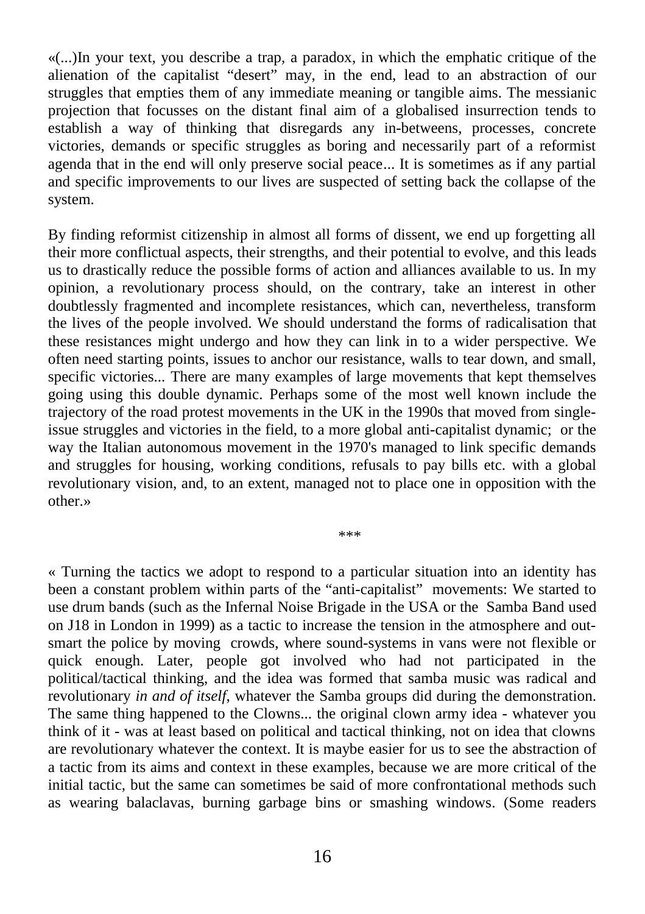«(...)In your text, you describe a trap, a paradox, in which the emphatic critique of the alienation of the capitalist “desert” may, in the end, lead to an abstraction of our struggles that empties them of any immediate meaning or tangible aims. The messianic projection that focusses on the distant final aim of a globalised insurrection tends to establish a way of thinking that disregards any in-betweens, processes, concrete victories, demands or specific struggles as boring and necessarily part of a reformist agenda that in the end will only preserve social peace... It is sometimes as if any partial and specific improvements to our lives are suspected of setting back the collapse of the system.

By finding reformist citizenship in almost all forms of dissent, we end up forgetting all their more conflictual aspects, their strengths, and their potential to evolve, and this leads us to drastically reduce the possible forms of action and alliances available to us. In my opinion, a revolutionary process should, on the contrary, take an interest in other doubtlessly fragmented and incomplete resistances, which can, nevertheless, transform the lives of the people involved. We should understand the forms of radicalisation that these resistances might undergo and how they can link in to a wider perspective. We often need starting points, issues to anchor our resistance, walls to tear down, and small, specific victories... There are many examples of large movements that kept themselves going using this double dynamic. Perhaps some of the most well known include the trajectory of the road protest movements in the UK in the 1990s that moved from single-issue struggles and victories in the field, to a more global anti-capitalist dynamic; or the way the Italian autonomous movement in the 1970's managed to link specific demands and struggles for housing, working conditions, refusals to pay bills etc. with a global revolutionary vision, and, to an extent, managed not to place one in opposition with the other.»

\*\*\*

« Turning the tactics we adopt to respond to a particular situation into an identity has been a constant problem within parts of the “anti-capitalist” movements: We started to use drum bands (such as the Infernal Noise Brigade in the USA or the Samba Band used on J18 in London in 1999) as a tactic to increase the tension in the atmosphere and out-smart the police by moving crowds, where sound-systems in vans were not flexible or quick enough. Later, people got involved who had not participated in the political/tactical thinking, and the idea was formed that samba music was radical and revolutionary *in and of itself*, whatever the Samba groups did during the demonstration. The same thing happened to the Clowns... the original clown army idea - whatever you think of it - was at least based on political and tactical thinking, not on idea that clowns are revolutionary whatever the context. It is maybe easier for us to see the abstraction of a tactic from its aims and context in these examples, because we are more critical of the initial tactic, but the same can sometimes be said of more confrontational methods such as wearing balaclavas, burning garbage bins or smashing windows. (Some readers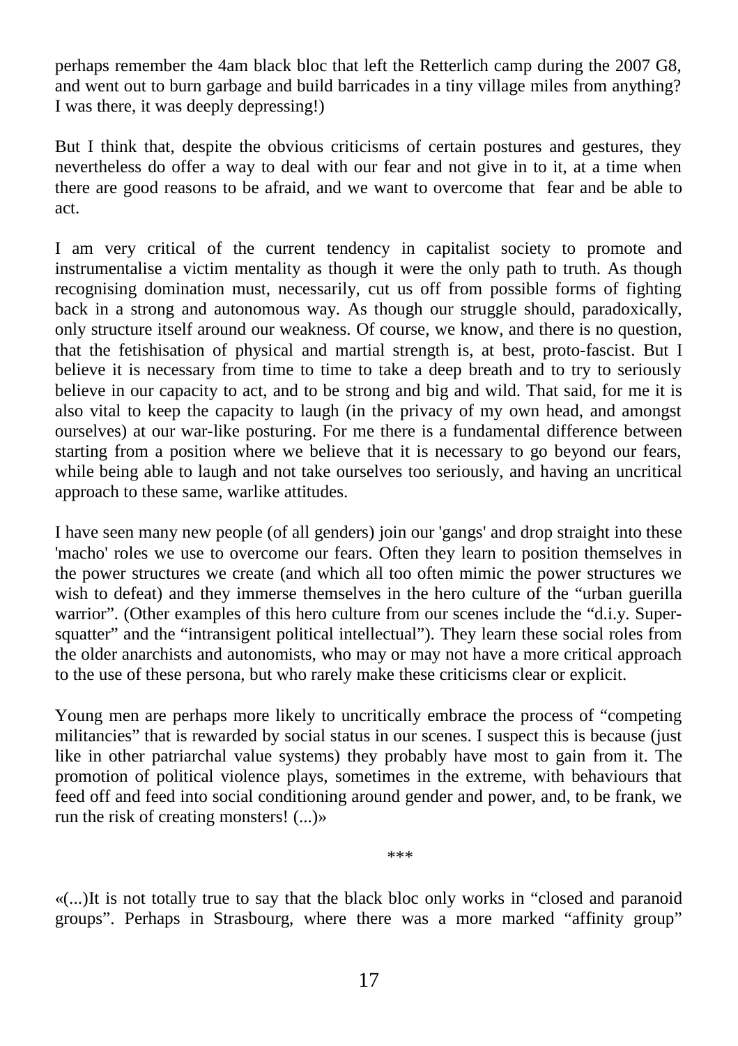perhaps remember the 4am black bloc that left the Retterlich camp during the 2007 G8, and went out to burn garbage and build barricades in a tiny village miles from anything? I was there, it was deeply depressing!)

But I think that, despite the obvious criticisms of certain postures and gestures, they nevertheless do offer a way to deal with our fear and not give in to it, at a time when there are good reasons to be afraid, and we want to overcome that fear and be able to act.

I am very critical of the current tendency in capitalist society to promote and instrumentalise a victim mentality as though it were the only path to truth. As though recognising domination must, necessarily, cut us off from possible forms of fighting back in a strong and autonomous way. As though our struggle should, paradoxically, only structure itself around our weakness. Of course, we know, and there is no question, that the fetishisation of physical and martial strength is, at best, proto-fascist. But I believe it is necessary from time to time to take a deep breath and to try to seriously believe in our capacity to act, and to be strong and big and wild. That said, for me it is also vital to keep the capacity to laugh (in the privacy of my own head, and amongst ourselves) at our war-like posturing. For me there is a fundamental difference between starting from a position where we believe that it is necessary to go beyond our fears, while being able to laugh and not take ourselves too seriously, and having an uncritical approach to these same, warlike attitudes.

I have seen many new people (of all genders) join our 'gangs' and drop straight into these 'macho' roles we use to overcome our fears. Often they learn to position themselves in the power structures we create (and which all too often mimic the power structures we wish to defeat) and they immerse themselves in the hero culture of the "urban guerilla warrior". (Other examples of this hero culture from our scenes include the "d.i.y. Super-squatter" and the "intransigent political intellectual"). They learn these social roles from the older anarchists and autonomists, who may or may not have a more critical approach to the use of these persona, but who rarely make these criticisms clear or explicit.

Young men are perhaps more likely to uncritically embrace the process of "competing militancies" that is rewarded by social status in our scenes. I suspect this is because (just like in other patriarchal value systems) they probably have most to gain from it. The promotion of political violence plays, sometimes in the extreme, with behaviours that feed off and feed into social conditioning around gender and power, and, to be frank, we run the risk of creating monsters! (...)»

***

«(...)It is not totally true to say that the black bloc only works in "closed and paranoid groups". Perhaps in Strasbourg, where there was a more marked "affinity group"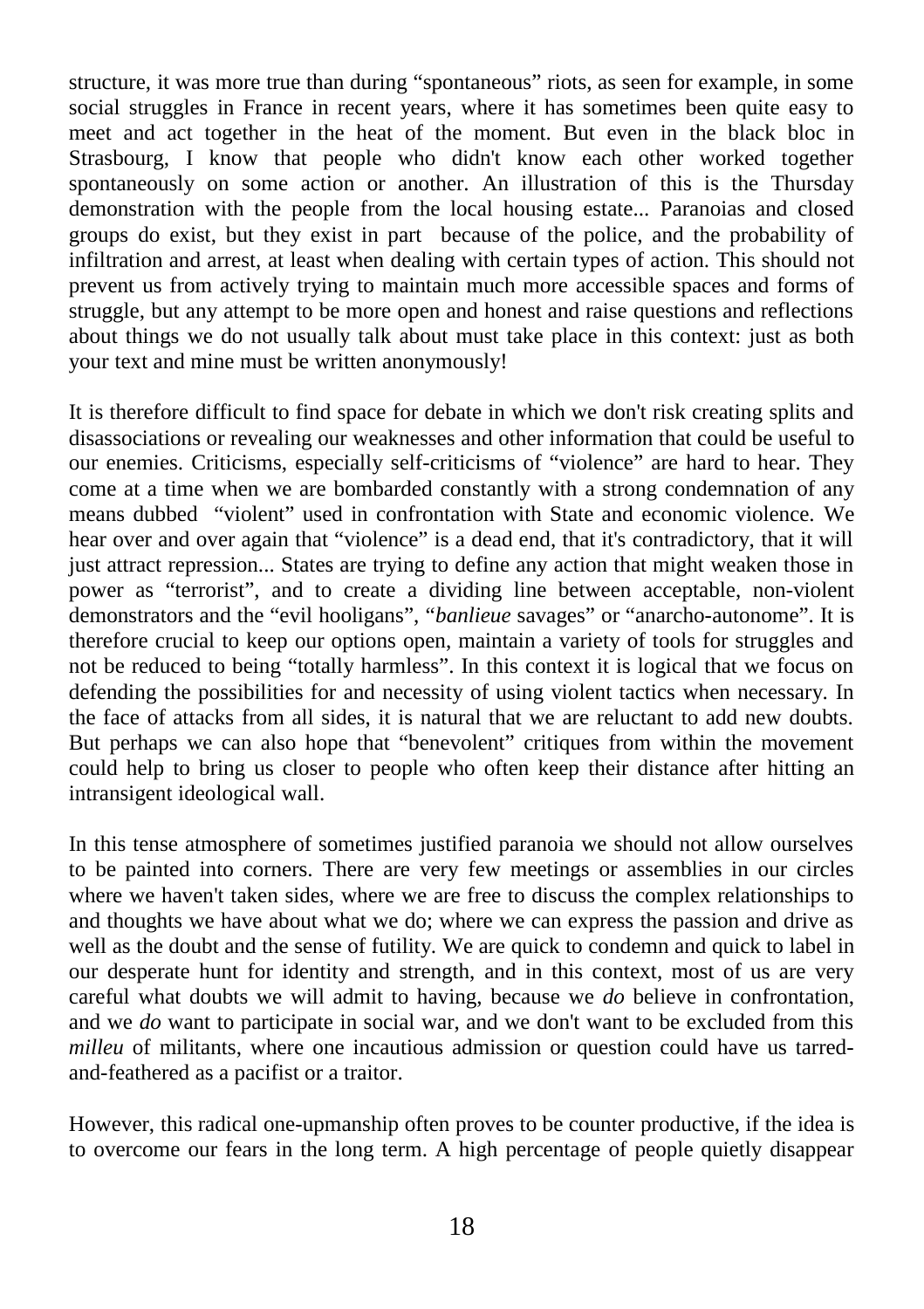structure, it was more true than during "spontaneous" riots, as seen for example, in some social struggles in France in recent years, where it has sometimes been quite easy to meet and act together in the heat of the moment. But even in the black bloc in Strasbourg, I know that people who didn't know each other worked together spontaneously on some action or another. An illustration of this is the Thursday demonstration with the people from the local housing estate... Paranoias and closed groups do exist, but they exist in part because of the police, and the probability of infiltration and arrest, at least when dealing with certain types of action. This should not prevent us from actively trying to maintain much more accessible spaces and forms of struggle, but any attempt to be more open and honest and raise questions and reflections about things we do not usually talk about must take place in this context: just as both your text and mine must be written anonymously!

It is therefore difficult to find space for debate in which we don't risk creating splits and disassociations or revealing our weaknesses and other information that could be useful to our enemies. Criticisms, especially self-criticisms of "violence" are hard to hear. They come at a time when we are bombarded constantly with a strong condemnation of any means dubbed "violent" used in confrontation with State and economic violence. We hear over and over again that "violence" is a dead end, that it's contradictory, that it will just attract repression... States are trying to define any action that might weaken those in power as "terrorist", and to create a dividing line between acceptable, non-violent demonstrators and the "evil hooligans", "*banlieue* savages" or "anarcho-autonome". It is therefore crucial to keep our options open, maintain a variety of tools for struggles and not be reduced to being "totally harmless". In this context it is logical that we focus on defending the possibilities for and necessity of using violent tactics when necessary. In the face of attacks from all sides, it is natural that we are reluctant to add new doubts. But perhaps we can also hope that "benevolent" critiques from within the movement could help to bring us closer to people who often keep their distance after hitting an intransigent ideological wall.

In this tense atmosphere of sometimes justified paranoia we should not allow ourselves to be painted into corners. There are very few meetings or assemblies in our circles where we haven't taken sides, where we are free to discuss the complex relationships to and thoughts we have about what we do; where we can express the passion and drive as well as the doubt and the sense of futility. We are quick to condemn and quick to label in our desperate hunt for identity and strength, and in this context, most of us are very careful what doubts we will admit to having, because we *do* believe in confrontation, and we *do* want to participate in social war, and we don't want to be excluded from this *milleu* of militants, where one incautious admission or question could have us tarred-and-feathered as a pacifist or a traitor.

However, this radical one-upmanship often proves to be counter productive, if the idea is to overcome our fears in the long term. A high percentage of people quietly disappear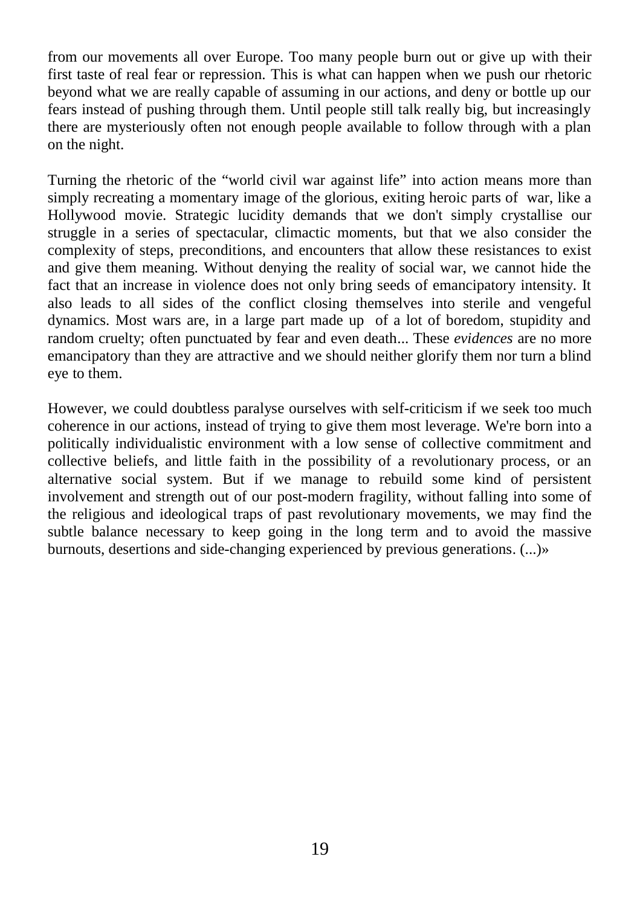from our movements all over Europe. Too many people burn out or give up with their first taste of real fear or repression. This is what can happen when we push our rhetoric beyond what we are really capable of assuming in our actions, and deny or bottle up our fears instead of pushing through them. Until people still talk really big, but increasingly there are mysteriously often not enough people available to follow through with a plan on the night.

Turning the rhetoric of the "world civil war against life" into action means more than simply recreating a momentary image of the glorious, exiting heroic parts of war, like a Hollywood movie. Strategic lucidity demands that we don't simply crystallise our struggle in a series of spectacular, climactic moments, but that we also consider the complexity of steps, preconditions, and encounters that allow these resistances to exist and give them meaning. Without denying the reality of social war, we cannot hide the fact that an increase in violence does not only bring seeds of emancipatory intensity. It also leads to all sides of the conflict closing themselves into sterile and vengeful dynamics. Most wars are, in a large part made up of a lot of boredom, stupidity and random cruelty; often punctuated by fear and even death... These *evidences* are no more emancipatory than they are attractive and we should neither glorify them nor turn a blind eye to them.

However, we could doubtless paralyse ourselves with self-criticism if we seek too much coherence in our actions, instead of trying to give them most leverage. We're born into a politically individualistic environment with a low sense of collective commitment and collective beliefs, and little faith in the possibility of a revolutionary process, or an alternative social system. But if we manage to rebuild some kind of persistent involvement and strength out of our post-modern fragility, without falling into some of the religious and ideological traps of past revolutionary movements, we may find the subtle balance necessary to keep going in the long term and to avoid the massive burnouts, desertions and side-changing experienced by previous generations. (...)»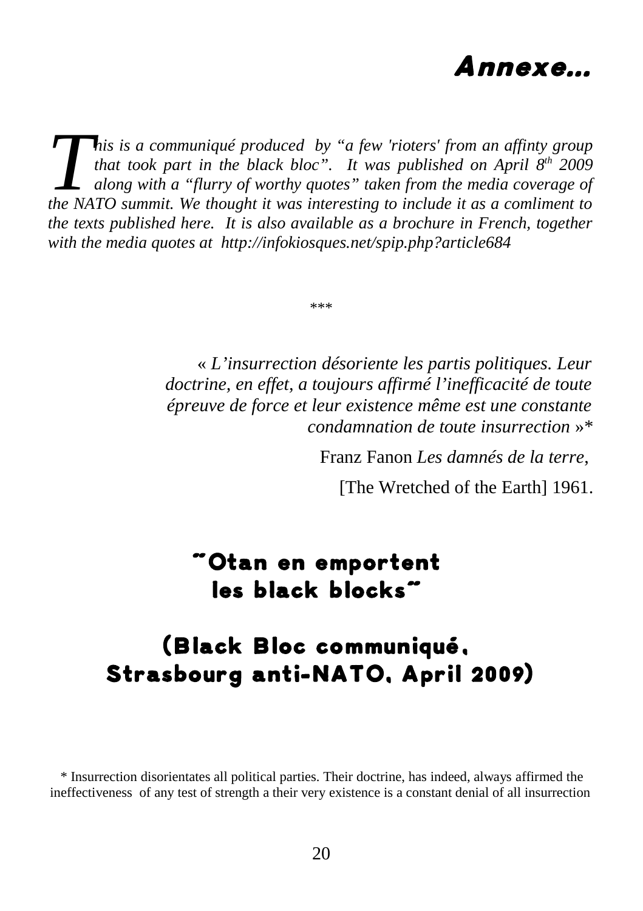# Annexe...

*This is a communiqué produced by "a few 'rioters' from an affinty group that took part in the black bloc". It was published on April 8th 2009 along with a "flurry of worthy quotes" taken from the media coverage of the NATO summit. We thought it was interesting to include it as a comliment to the texts published here. It is also available as a brochure in French, together with the media quotes at http://infokiosques.net/spip.php?article684*

\*\*\*

« *L'insurrection désoriente les partis politiques. Leur doctrine, en effet, a toujours affirmé l'inefficacité de toute épreuve de force et leur existence même est une constante condamnation de toute insurrection* »*

Franz Fanon *Les damnés de la terre*,

[The Wretched of the Earth] 1961.

## "Otan en emportent les black blocks"

## (Black Bloc communiqué, Strasbourg anti-NATO, April 2009)

\* Insurrection disorientates all political parties. Their doctrine, has indeed, always affirmed the ineffectiveness of any test of strength a their very existence is a constant denial of all insurrection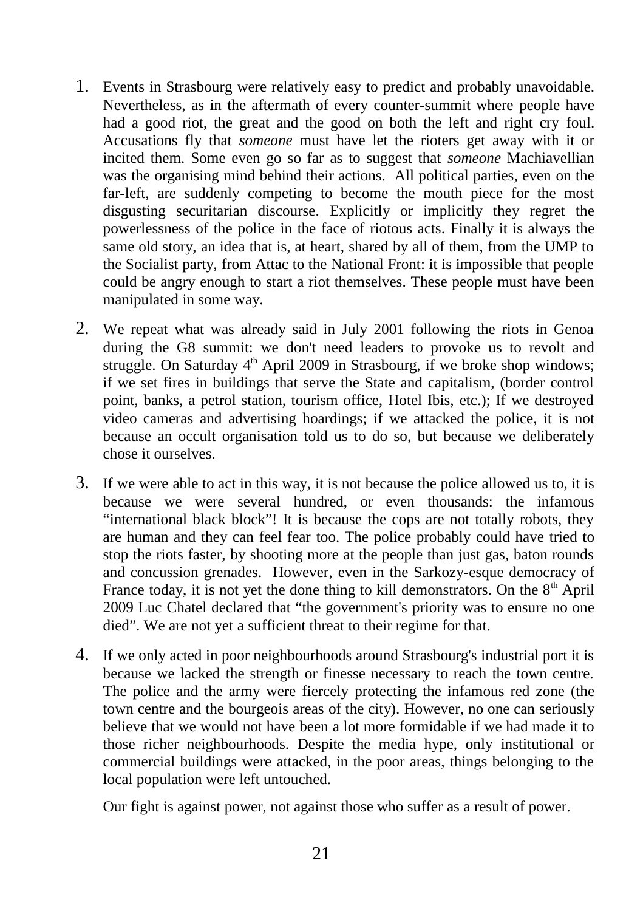1. Events in Strasbourg were relatively easy to predict and probably unavoidable. Nevertheless, as in the aftermath of every counter-summit where people have had a good riot, the great and the good on both the left and right cry foul. Accusations fly that *someone* must have let the rioters get away with it or incited them. Some even go so far as to suggest that *someone* Machiavellian was the organising mind behind their actions. All political parties, even on the far-left, are suddenly competing to become the mouth piece for the most disgusting securitarian discourse. Explicitly or implicitly they regret the powerlessness of the police in the face of riotous acts. Finally it is always the same old story, an idea that is, at heart, shared by all of them, from the UMP to the Socialist party, from Attac to the National Front: it is impossible that people could be angry enough to start a riot themselves. These people must have been manipulated in some way.

2. We repeat what was already said in July 2001 following the riots in Genoa during the G8 summit: we don't need leaders to provoke us to revolt and struggle. On Saturday 4th April 2009 in Strasbourg, if we broke shop windows; if we set fires in buildings that serve the State and capitalism, (border control point, banks, a petrol station, tourism office, Hotel Ibis, etc.); If we destroyed video cameras and advertising hoardings; if we attacked the police, it is not because an occult organisation told us to do so, but because we deliberately chose it ourselves.

3. If we were able to act in this way, it is not because the police allowed us to, it is because we were several hundred, or even thousands: the infamous "international black block"! It is because the cops are not totally robots, they are human and they can feel fear too. The police probably could have tried to stop the riots faster, by shooting more at the people than just gas, baton rounds and concussion grenades. However, even in the Sarkozy-esque democracy of France today, it is not yet the done thing to kill demonstrators. On the 8th April 2009 Luc Chatel declared that "the government's priority was to ensure no one died". We are not yet a sufficient threat to their regime for that.

4. If we only acted in poor neighbourhoods around Strasbourg's industrial port it is because we lacked the strength or finesse necessary to reach the town centre. The police and the army were fiercely protecting the infamous red zone (the town centre and the bourgeois areas of the city). However, no one can seriously believe that we would not have been a lot more formidable if we had made it to those richer neighbourhoods. Despite the media hype, only institutional or commercial buildings were attacked, in the poor areas, things belonging to the local population were left untouched.

   Our fight is against power, not against those who suffer as a result of power.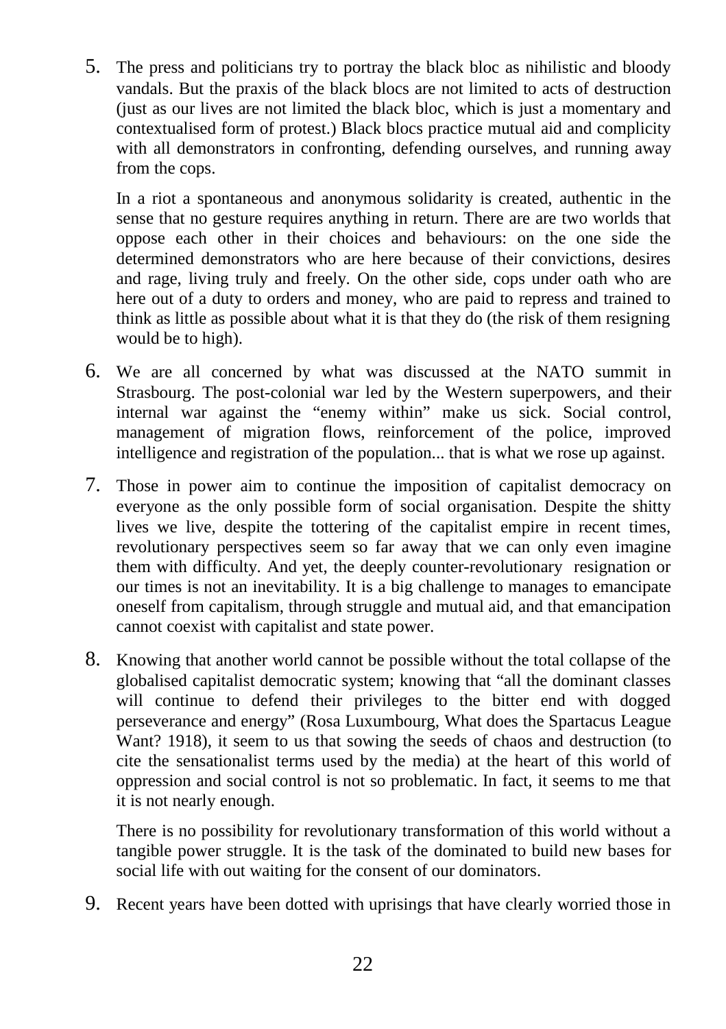5. The press and politicians try to portray the black bloc as nihilistic and bloody vandals. But the praxis of the black blocs are not limited to acts of destruction (just as our lives are not limited the black bloc, which is just a momentary and contextualised form of protest.) Black blocs practice mutual aid and complicity with all demonstrators in confronting, defending ourselves, and running away from the cops.

   In a riot a spontaneous and anonymous solidarity is created, authentic in the sense that no gesture requires anything in return. There are are two worlds that oppose each other in their choices and behaviours: on the one side the determined demonstrators who are here because of their convictions, desires and rage, living truly and freely. On the other side, cops under oath who are here out of a duty to orders and money, who are paid to repress and trained to think as little as possible about what it is that they do (the risk of them resigning would be to high).

6. We are all concerned by what was discussed at the NATO summit in Strasbourg. The post-colonial war led by the Western superpowers, and their internal war against the "enemy within" make us sick. Social control, management of migration flows, reinforcement of the police, improved intelligence and registration of the population... that is what we rose up against.

7. Those in power aim to continue the imposition of capitalist democracy on everyone as the only possible form of social organisation. Despite the shitty lives we live, despite the tottering of the capitalist empire in recent times, revolutionary perspectives seem so far away that we can only even imagine them with difficulty. And yet, the deeply counter-revolutionary resignation or our times is not an inevitability. It is a big challenge to manages to emancipate oneself from capitalism, through struggle and mutual aid, and that emancipation cannot coexist with capitalist and state power.

8. Knowing that another world cannot be possible without the total collapse of the globalised capitalist democratic system; knowing that "all the dominant classes will continue to defend their privileges to the bitter end with dogged perseverance and energy" (Rosa Luxumbourg, What does the Spartacus League Want? 1918), it seem to us that sowing the seeds of chaos and destruction (to cite the sensationalist terms used by the media) at the heart of this world of oppression and social control is not so problematic. In fact, it seems to me that it is not nearly enough.

   There is no possibility for revolutionary transformation of this world without a tangible power struggle. It is the task of the dominated to build new bases for social life with out waiting for the consent of our dominators.

9. Recent years have been dotted with uprisings that have clearly worried those in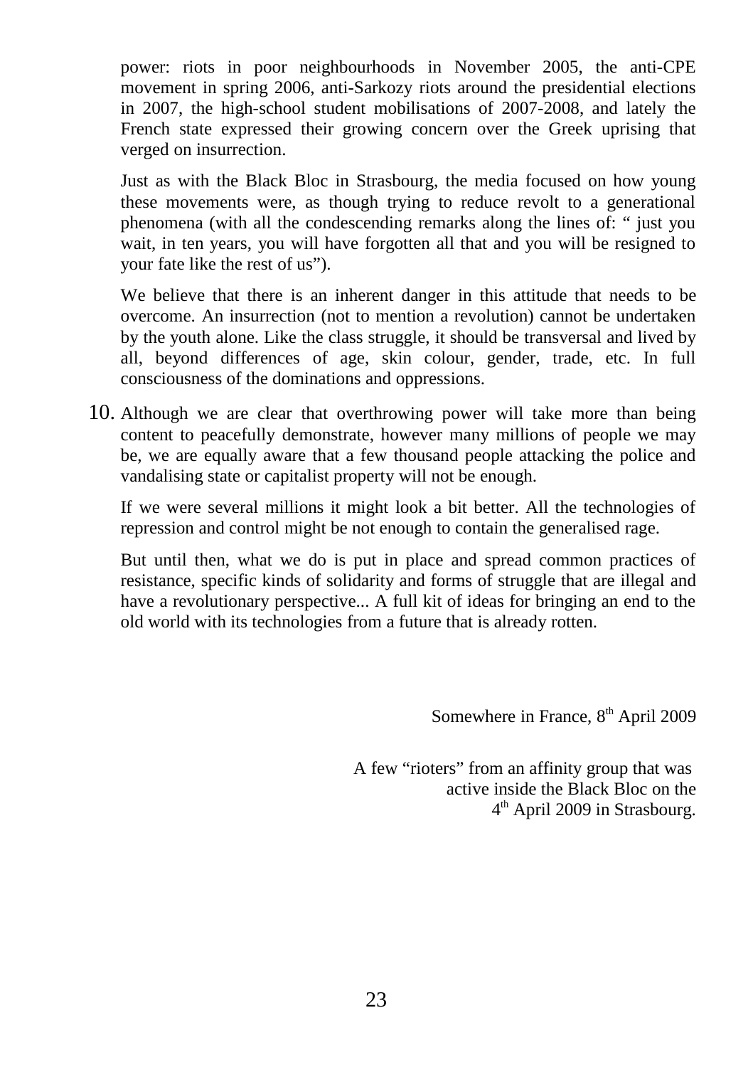power: riots in poor neighbourhoods in November 2005, the anti-CPE movement in spring 2006, anti-Sarkozy riots around the presidential elections in 2007, the high-school student mobilisations of 2007-2008, and lately the French state expressed their growing concern over the Greek uprising that verged on insurrection.

Just as with the Black Bloc in Strasbourg, the media focused on how young these movements were, as though trying to reduce revolt to a generational phenomena (with all the condescending remarks along the lines of: " just you wait, in ten years, you will have forgotten all that and you will be resigned to your fate like the rest of us").

We believe that there is an inherent danger in this attitude that needs to be overcome. An insurrection (not to mention a revolution) cannot be undertaken by the youth alone. Like the class struggle, it should be transversal and lived by all, beyond differences of age, skin colour, gender, trade, etc. In full consciousness of the dominations and oppressions.

10. Although we are clear that overthrowing power will take more than being content to peacefully demonstrate, however many millions of people we may be, we are equally aware that a few thousand people attacking the police and vandalising state or capitalist property will not be enough.

    If we were several millions it might look a bit better. All the technologies of repression and control might be not enough to contain the generalised rage.

    But until then, what we do is put in place and spread common practices of resistance, specific kinds of solidarity and forms of struggle that are illegal and have a revolutionary perspective... A full kit of ideas for bringing an end to the old world with its technologies from a future that is already rotten.

Somewhere in France, 8th April 2009

A few "rioters" from an affinity group that was active inside the Black Bloc on the 4th April 2009 in Strasbourg.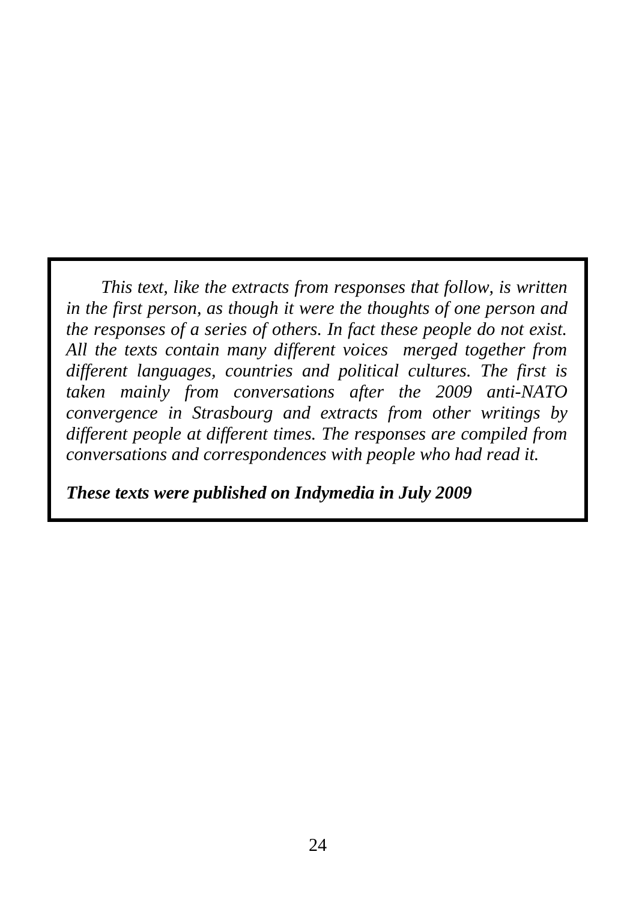*This text, like the extracts from responses that follow, is written in the first person, as though it were the thoughts of one person and the responses of a series of others. In fact these people do not exist. All the texts contain many different voices merged together from different languages, countries and political cultures. The first is taken mainly from conversations after the 2009 anti-NATO convergence in Strasbourg and extracts from other writings by different people at different times. The responses are compiled from conversations and correspondences with people who had read it.*

***These texts were published on Indymedia in July 2009***